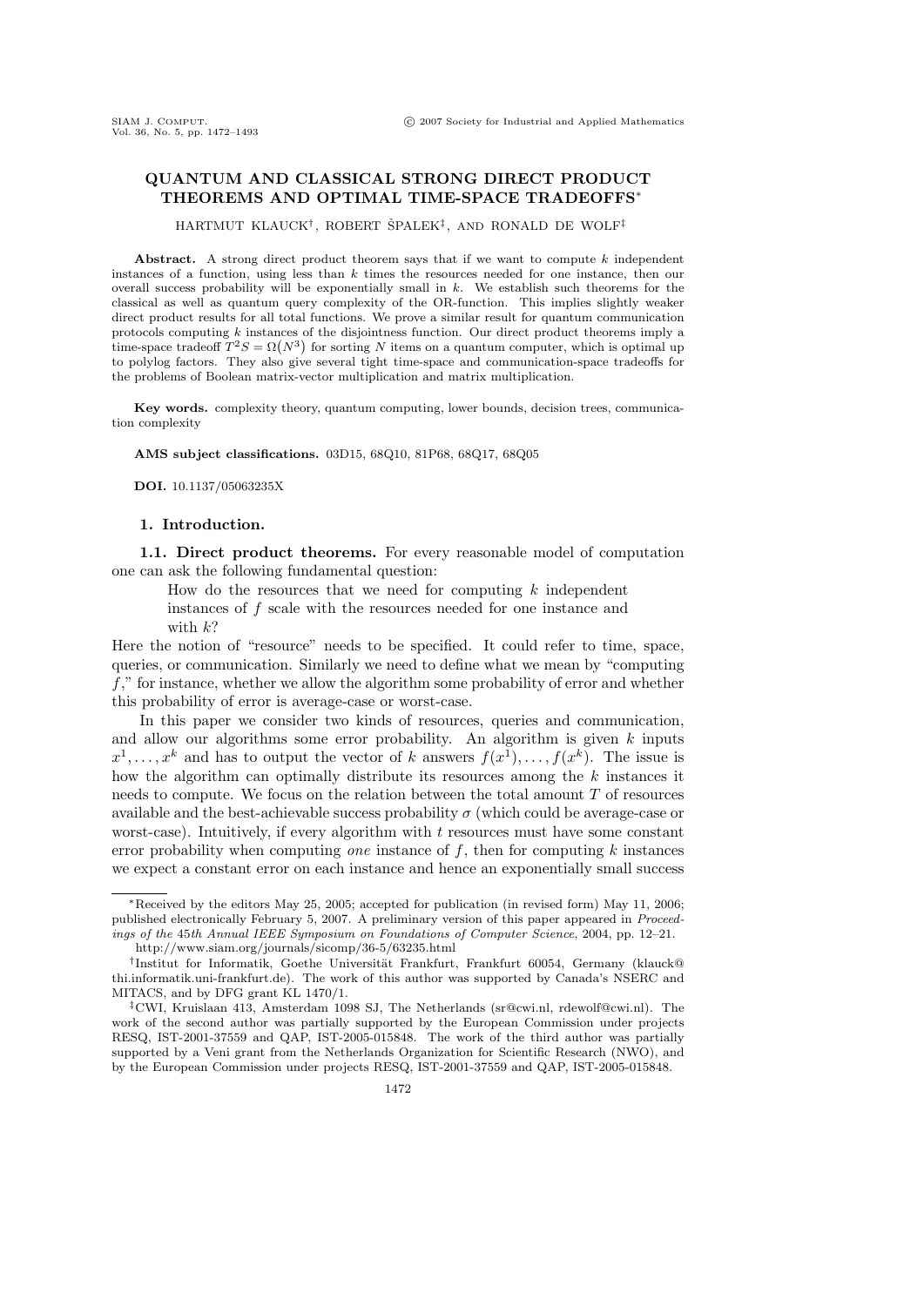# QUANTUM AND CLASSICAL STRONG DIRECT PRODUCT THEOREMS AND OPTIMAL TIME-SPACE TRADEOFFS*

HARTMUT KLAUCK†, ROBERT ŠPALEK‡, AND RONALD DE WOLF‡

**Abstract.** A strong direct product theorem says that if we want to compute $k$ independent instances of a function, using less than $k$ times the resources needed for one instance, then our overall success probability will be exponentially small in $k$. We establish such theorems for the classical as well as quantum query complexity of the OR-function. This implies slightly weaker direct product results for all total functions. We prove a similar result for quantum communication protocols computing $k$ instances of the disjointness function. Our direct product theorems imply a time-space tradeoff $T^2S = \Omega(N^3)$ for sorting $N$ items on a quantum computer, which is optimal up to polylog factors. They also give several tight time-space and communication-space tradeoffs for the problems of Boolean matrix-vector multiplication and matrix multiplication.

**Key words.** complexity theory, quantum computing, lower bounds, decision trees, communication complexity

**AMS subject classifications.** 03D15, 68Q10, 81P68, 68Q17, 68Q05

**DOI.** 10.1137/05063235X

## 1. Introduction.

### 1.1. Direct product theorems.

For every reasonable model of computation one can ask the following fundamental question:

> How do the resources that we need for computing $k$ independent instances of $f$ scale with the resources needed for one instance and with $k$?

Here the notion of "resource" needs to be specified. It could refer to time, space, queries, or communication. Similarly we need to define what we mean by "computing $f$," for instance, whether we allow the algorithm some probability of error and whether this probability of error is average-case or worst-case.

In this paper we consider two kinds of resources, queries and communication, and allow our algorithms some error probability. An algorithm is given $k$ inputs $x^1, \ldots, x^k$ and has to output the vector of $k$ answers $f(x^1), \ldots, f(x^k)$. The issue is how the algorithm can optimally distribute its resources among the $k$ instances it needs to compute. We focus on the relation between the total amount $T$ of resources available and the best-achievable success probability $\sigma$ (which could be average-case or worst-case). Intuitively, if every algorithm with $t$ resources must have some constant error probability when computing *one* instance of $f$, then for computing $k$ instances we expect a constant error on each instance and hence an exponentially small success

---

*Received by the editors May 25, 2005; accepted for publication (in revised form) May 11, 2006; published electronically February 5, 2007. A preliminary version of this paper appeared in *Proceedings of the 45th Annual IEEE Symposium on Foundations of Computer Science*, 2004, pp. 12–21.
http://www.siam.org/journals/sicomp/36-5/63235.html

†Institut für Informatik, Goethe Universität Frankfurt, Frankfurt 60054, Germany (klauck@thi.informatik.uni-frankfurt.de). The work of this author was supported by Canada's NSERC and MITACS, and by DFG grant KL 1470/1.

‡CWI, Kruislaan 413, Amsterdam 1098 SJ, The Netherlands (sr@cwi.nl, rdewolf@cwi.nl). The work of the second author was partially supported by the European Commission under projects RESQ, IST-2001-37559 and QAP, IST-2005-015848. The work of the third author was partially supported by a Veni grant from the Netherlands Organization for Scientific Research (NWO), and by the European Commission under projects RESQ, IST-2001-37559 and QAP, IST-2005-015848.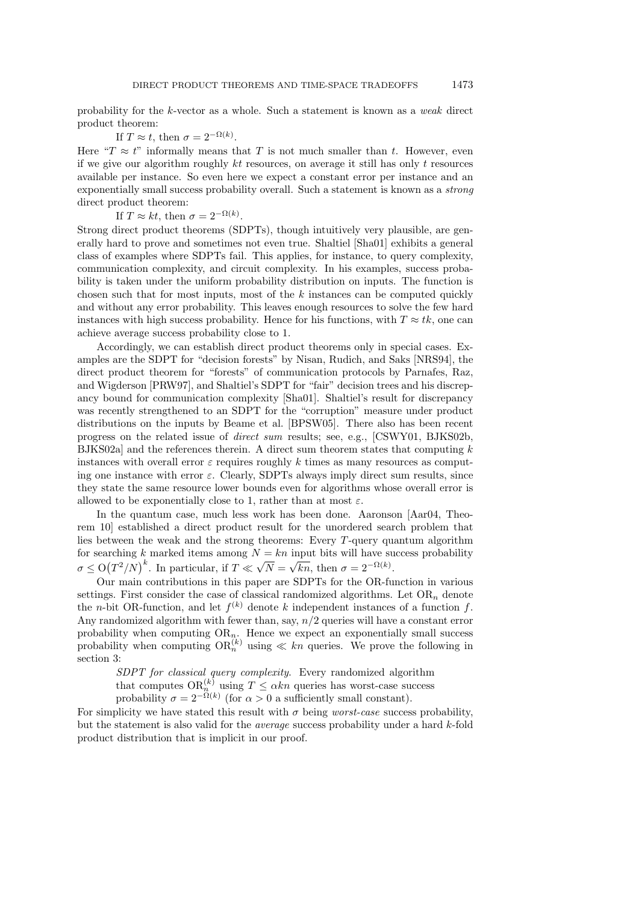probability for the $k$-vector as a whole. Such a statement is known as a *weak* direct product theorem:

If $T \approx t$, then $\sigma = 2^{-\Omega(k)}$.

Here "$T \approx t$" informally means that $T$ is not much smaller than $t$. However, even if we give our algorithm roughly $kt$ resources, on average it still has only $t$ resources available per instance. So even here we expect a constant error per instance and an exponentially small success probability overall. Such a statement is known as a *strong* direct product theorem:

If $T \approx kt$, then $\sigma = 2^{-\Omega(k)}$.

Strong direct product theorems (SDPTs), though intuitively very plausible, are generally hard to prove and sometimes not even true. Shaltiel [Sha01] exhibits a general class of examples where SDPTs fail. This applies, for instance, to query complexity, communication complexity, and circuit complexity. In his examples, success probability is taken under the uniform probability distribution on inputs. The function is chosen such that for most inputs, most of the $k$ instances can be computed quickly and without any error probability. This leaves enough resources to solve the few hard instances with high success probability. Hence for his functions, with $T \approx tk$, one can achieve average success probability close to 1.

Accordingly, we can establish direct product theorems only in special cases. Examples are the SDPT for "decision forests" by Nisan, Rudich, and Saks [NRS94], the direct product theorem for "forests" of communication protocols by Parnafes, Raz, and Wigderson [PRW97], and Shaltiel's SDPT for "fair" decision trees and his discrepancy bound for communication complexity [Sha01]. Shaltiel's result for discrepancy was recently strengthened to an SDPT for the "corruption" measure under product distributions on the inputs by Beame et al. [BPSW05]. There also has been recent progress on the related issue of *direct sum* results; see, e.g., [CSWY01, BJKS02b, BJKS02a] and the references therein. A direct sum theorem states that computing $k$ instances with overall error $\varepsilon$ requires roughly $k$ times as many resources as computing one instance with error $\varepsilon$. Clearly, SDPTs always imply direct sum results, since they state the same resource lower bounds even for algorithms whose overall error is allowed to be exponentially close to 1, rather than at most $\varepsilon$.

In the quantum case, much less work has been done. Aaronson [Aar04, Theorem 10] established a direct product result for the unordered search problem that lies between the weak and the strong theorems: Every $T$-query quantum algorithm for searching $k$ marked items among $N = kn$ input bits will have success probability $\sigma \leq O\big(T^2/N\big)^k$. In particular, if $T \ll \sqrt{N} = \sqrt{kn}$, then $\sigma = 2^{-\Omega(k)}$.

Our main contributions in this paper are SDPTs for the OR-function in various settings. First consider the case of classical randomized algorithms. Let $\mathrm{OR}_n$ denote the $n$-bit OR-function, and let $f^{(k)}$ denote $k$ independent instances of a function $f$. Any randomized algorithm with fewer than, say, $n/2$ queries will have a constant error probability when computing $\mathrm{OR}_n$. Hence we expect an exponentially small success probability when computing $\mathrm{OR}_n^{(k)}$ using $\ll kn$ queries. We prove the following in section 3:

*SDPT for classical query complexity.* Every randomized algorithm that computes $\mathrm{OR}_n^{(k)}$ using $T \leq \alpha kn$ queries has worst-case success probability $\sigma = 2^{-\Omega(k)}$ (for $\alpha > 0$ a sufficiently small constant).

For simplicity we have stated this result with $\sigma$ being *worst-case* success probability, but the statement is also valid for the *average* success probability under a hard $k$-fold product distribution that is implicit in our proof.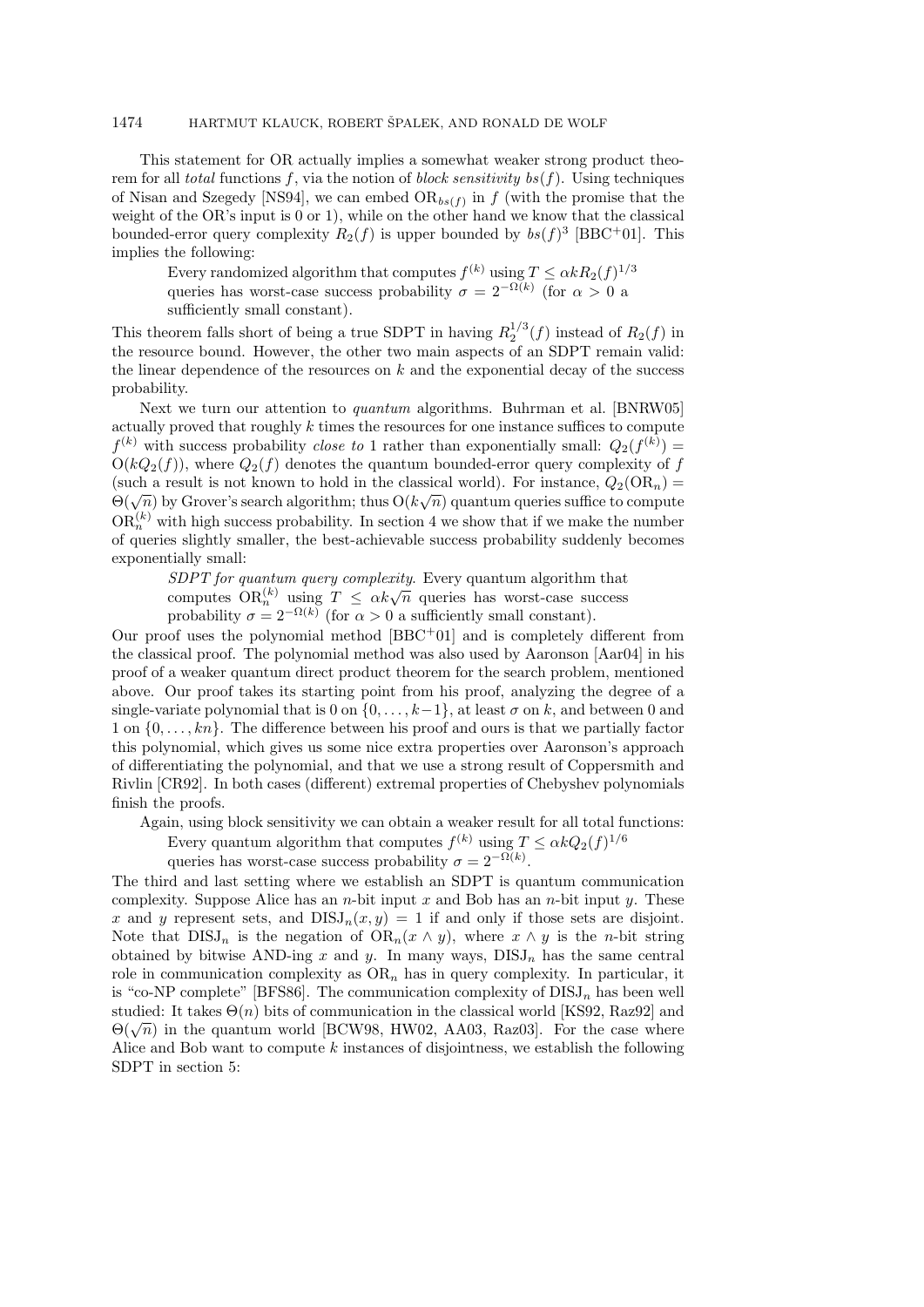This statement for OR actually implies a somewhat weaker strong product theorem for all *total* functions $f$, via the notion of *block sensitivity* $bs(f)$. Using techniques of Nisan and Szegedy [NS94], we can embed $\mathrm{OR}_{bs(f)}$ in $f$ (with the promise that the weight of the OR's input is 0 or 1), while on the other hand we know that the classical bounded-error query complexity $R_2(f)$ is upper bounded by $bs(f)^3$ [BBC+01]. This implies the following:

> Every randomized algorithm that computes $f^{(k)}$ using $T \leq \alpha k R_2(f)^{1/3}$ queries has worst-case success probability $\sigma = 2^{-\Omega(k)}$ (for $\alpha > 0$ a sufficiently small constant).

This theorem falls short of being a true SDPT in having $R_2^{1/3}(f)$ instead of $R_2(f)$ in the resource bound. However, the other two main aspects of an SDPT remain valid: the linear dependence of the resources on $k$ and the exponential decay of the success probability.

Next we turn our attention to *quantum* algorithms. Buhrman et al. [BNRW05] actually proved that roughly $k$ times the resources for one instance suffices to compute $f^{(k)}$ with success probability *close to* 1 rather than exponentially small: $Q_2(f^{(k)}) = \mathrm{O}(kQ_2(f))$, where $Q_2(f)$ denotes the quantum bounded-error query complexity of $f$ (such a result is not known to hold in the classical world). For instance, $Q_2(\mathrm{OR}_n) = \Theta(\sqrt{n})$ by Grover's search algorithm; thus $\mathrm{O}(k\sqrt{n})$ quantum queries suffice to compute $\mathrm{OR}_n^{(k)}$ with high success probability. In section 4 we show that if we make the number of queries slightly smaller, the best-achievable success probability suddenly becomes exponentially small:

> *SDPT for quantum query complexity*. Every quantum algorithm that computes $\mathrm{OR}_n^{(k)}$ using $T \leq \alpha k \sqrt{n}$ queries has worst-case success probability $\sigma = 2^{-\Omega(k)}$ (for $\alpha > 0$ a sufficiently small constant).

Our proof uses the polynomial method [BBC+01] and is completely different from the classical proof. The polynomial method was also used by Aaronson [Aar04] in his proof of a weaker quantum direct product theorem for the search problem, mentioned above. Our proof takes its starting point from his proof, analyzing the degree of a single-variate polynomial that is 0 on $\{0, \ldots, k-1\}$, at least $\sigma$ on $k$, and between 0 and 1 on $\{0, \ldots, kn\}$. The difference between his proof and ours is that we partially factor this polynomial, which gives us some nice extra properties over Aaronson's approach of differentiating the polynomial, and that we use a strong result of Coppersmith and Rivlin [CR92]. In both cases (different) extremal properties of Chebyshev polynomials finish the proofs.

Again, using block sensitivity we can obtain a weaker result for all total functions:

> Every quantum algorithm that computes $f^{(k)}$ using $T \leq \alpha k Q_2(f)^{1/6}$ queries has worst-case success probability $\sigma = 2^{-\Omega(k)}$.

The third and last setting where we establish an SDPT is quantum communication complexity. Suppose Alice has an $n$-bit input $x$ and Bob has an $n$-bit input $y$. These $x$ and $y$ represent sets, and $\mathrm{DISJ}_n(x, y) = 1$ if and only if those sets are disjoint. Note that $\mathrm{DISJ}_n$ is the negation of $\mathrm{OR}_n(x \wedge y)$, where $x \wedge y$ is the $n$-bit string obtained by bitwise AND-ing $x$ and $y$. In many ways, $\mathrm{DISJ}_n$ has the same central role in communication complexity as $\mathrm{OR}_n$ has in query complexity. In particular, it is "co-NP complete" [BFS86]. The communication complexity of $\mathrm{DISJ}_n$ has been well studied: It takes $\Theta(n)$ bits of communication in the classical world [KS92, Raz92] and $\Theta(\sqrt{n})$ in the quantum world [BCW98, HW02, AA03, Raz03]. For the case where Alice and Bob want to compute $k$ instances of disjointness, we establish the following SDPT in section 5: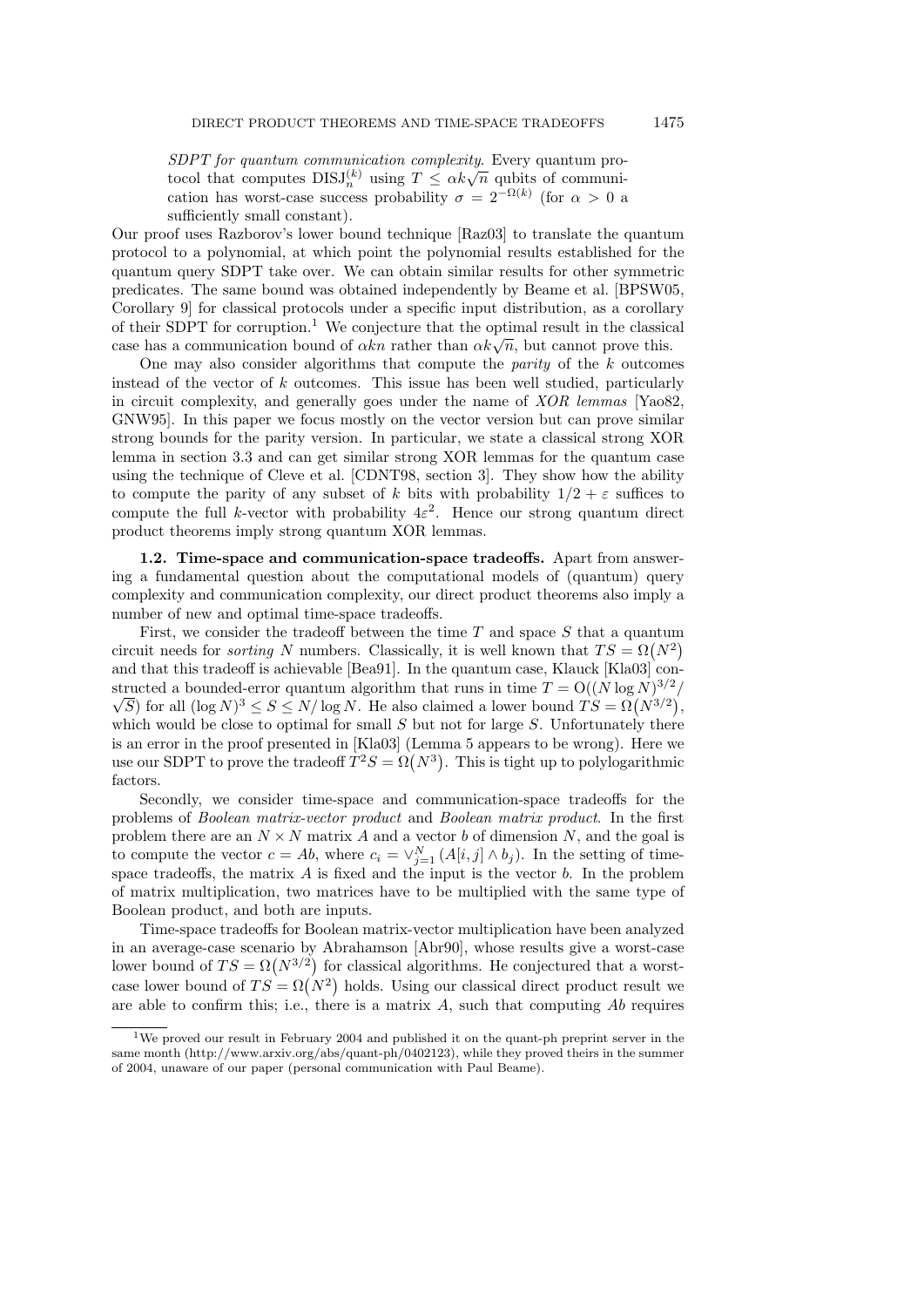*SDPT for quantum communication complexity*. Every quantum protocol that computes $\mathrm{DISJ}_n^{(k)}$ using $T \le \alpha k\sqrt{n}$ qubits of communication has worst-case success probability $\sigma = 2^{-\Omega(k)}$ (for $\alpha > 0$ a sufficiently small constant).

Our proof uses Razborov's lower bound technique [Raz03] to translate the quantum protocol to a polynomial, at which point the polynomial results established for the quantum query SDPT take over. We can obtain similar results for other symmetric predicates. The same bound was obtained independently by Beame et al. [BPSW05, Corollary 9] for classical protocols under a specific input distribution, as a corollary of their SDPT for corruption.[1] We conjecture that the optimal result in the classical case has a communication bound of $\alpha kn$ rather than $\alpha k\sqrt{n}$, but cannot prove this.

One may also consider algorithms that compute the *parity* of the $k$ outcomes instead of the vector of $k$ outcomes. This issue has been well studied, particularly in circuit complexity, and generally goes under the name of *XOR lemmas* [Yao82, GNW95]. In this paper we focus mostly on the vector version but can prove similar strong bounds for the parity version. In particular, we state a classical strong XOR lemma in section 3.3 and can get similar strong XOR lemmas for the quantum case using the technique of Cleve et al. [CDNT98, section 3]. They show how the ability to compute the parity of any subset of $k$ bits with probability $1/2 + \varepsilon$ suffices to compute the full $k$-vector with probability $4\varepsilon^2$. Hence our strong quantum direct product theorems imply strong quantum XOR lemmas.

**1.2. Time-space and communication-space tradeoffs.** Apart from answering a fundamental question about the computational models of (quantum) query complexity and communication complexity, our direct product theorems also imply a number of new and optimal time-space tradeoffs.

First, we consider the tradeoff between the time $T$ and space $S$ that a quantum circuit needs for *sorting* $N$ numbers. Classically, it is well known that $TS = \Omega(N^2)$ and that this tradeoff is achievable [Bea91]. In the quantum case, Klauck [Kla03] constructed a bounded-error quantum algorithm that runs in time $T = O((N \log N)^{3/2}/\sqrt{S})$ for all $(\log N)^3 \le S \le N/\log N$. He also claimed a lower bound $TS = \Omega(N^{3/2})$, which would be close to optimal for small $S$ but not for large $S$. Unfortunately there is an error in the proof presented in [Kla03] (Lemma 5 appears to be wrong). Here we use our SDPT to prove the tradeoff $T^2S = \Omega(N^3)$. This is tight up to polylogarithmic factors.

Secondly, we consider time-space and communication-space tradeoffs for the problems of *Boolean matrix-vector product* and *Boolean matrix product*. In the first problem there are an $N \times N$ matrix $A$ and a vector $b$ of dimension $N$, and the goal is to compute the vector $c = Ab$, where $c_i = \vee_{j=1}^{N} (A[i,j] \wedge b_j)$. In the setting of time-space tradeoffs, the matrix $A$ is fixed and the input is the vector $b$. In the problem of matrix multiplication, two matrices have to be multiplied with the same type of Boolean product, and both are inputs.

Time-space tradeoffs for Boolean matrix-vector multiplication have been analyzed in an average-case scenario by Abrahamson [Abr90], whose results give a worst-case lower bound of $TS = \Omega(N^{3/2})$ for classical algorithms. He conjectured that a worst-case lower bound of $TS = \Omega(N^2)$ holds. Using our classical direct product result we are able to confirm this; i.e., there is a matrix $A$, such that computing $Ab$ requires

[1] We proved our result in February 2004 and published it on the quant-ph preprint server in the same month (http://www.arxiv.org/abs/quant-ph/0402123), while they proved theirs in the summer of 2004, unaware of our paper (personal communication with Paul Beame).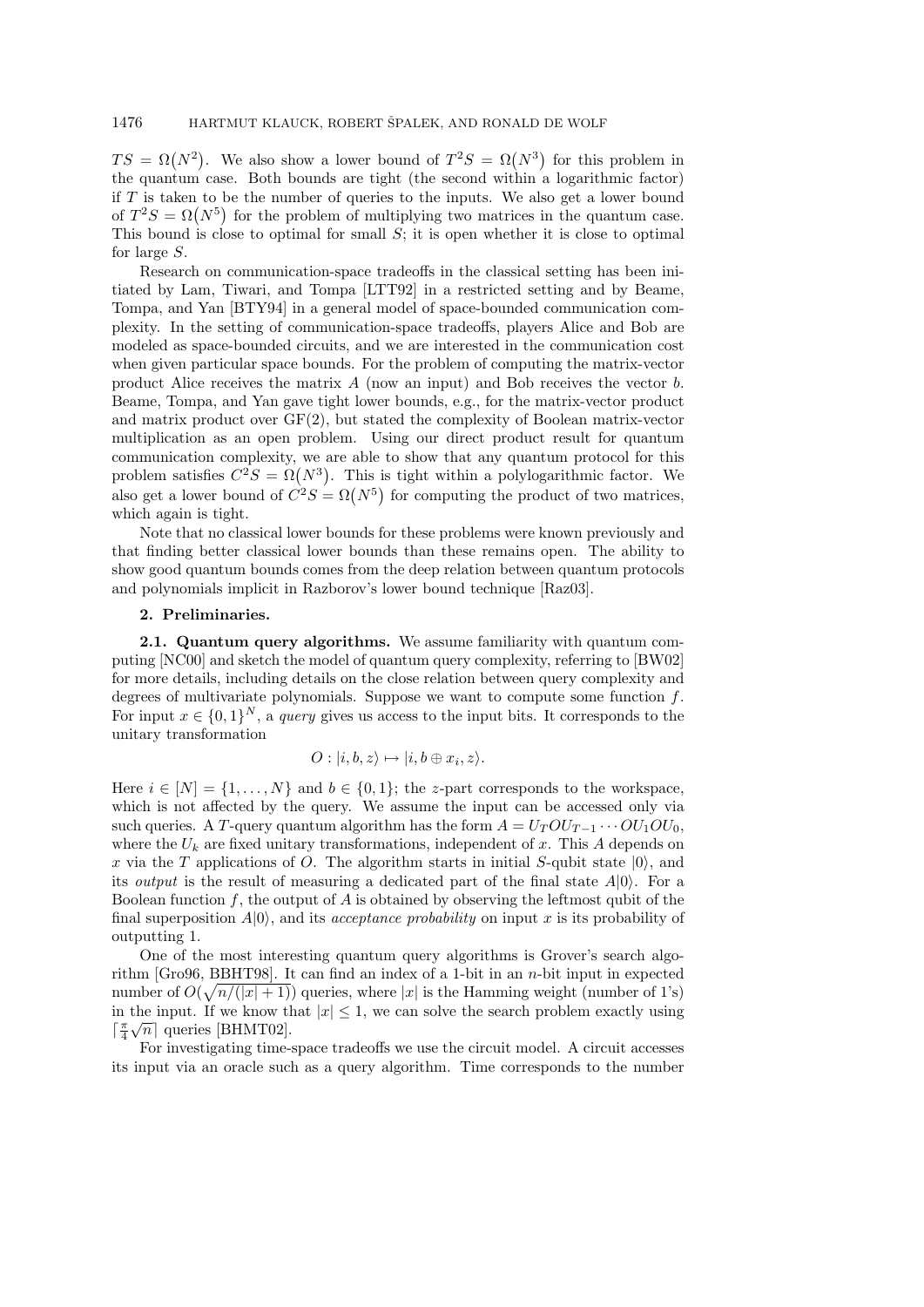$TS = \Omega(N^2)$. We also show a lower bound of $T^2S = \Omega(N^3)$ for this problem in the quantum case. Both bounds are tight (the second within a logarithmic factor) if $T$ is taken to be the number of queries to the inputs. We also get a lower bound of $T^2S = \Omega(N^5)$ for the problem of multiplying two matrices in the quantum case. This bound is close to optimal for small $S$; it is open whether it is close to optimal for large $S$.

Research on communication-space tradeoffs in the classical setting has been initiated by Lam, Tiwari, and Tompa [LTT92] in a restricted setting and by Beame, Tompa, and Yan [BTY94] in a general model of space-bounded communication complexity. In the setting of communication-space tradeoffs, players Alice and Bob are modeled as space-bounded circuits, and we are interested in the communication cost when given particular space bounds. For the problem of computing the matrix-vector product Alice receives the matrix $A$ (now an input) and Bob receives the vector $b$. Beame, Tompa, and Yan gave tight lower bounds, e.g., for the matrix-vector product and matrix product over GF(2), but stated the complexity of Boolean matrix-vector multiplication as an open problem. Using our direct product result for quantum communication complexity, we are able to show that any quantum protocol for this problem satisfies $C^2S = \Omega(N^3)$. This is tight within a polylogarithmic factor. We also get a lower bound of $C^2S = \Omega(N^5)$ for computing the product of two matrices, which again is tight.

Note that no classical lower bounds for these problems were known previously and that finding better classical lower bounds than these remains open. The ability to show good quantum bounds comes from the deep relation between quantum protocols and polynomials implicit in Razborov's lower bound technique [Raz03].

## 2. Preliminaries.

**2.1. Quantum query algorithms.** We assume familiarity with quantum computing [NC00] and sketch the model of quantum query complexity, referring to [BW02] for more details, including details on the close relation between query complexity and degrees of multivariate polynomials. Suppose we want to compute some function $f$. For input $x \in \{0,1\}^N$, a *query* gives us access to the input bits. It corresponds to the unitary transformation

$$O : |i, b, z\rangle \mapsto |i, b \oplus x_i, z\rangle.$$

Here $i \in [N] = \{1, \ldots, N\}$ and $b \in \{0, 1\}$; the $z$-part corresponds to the workspace, which is not affected by the query. We assume the input can be accessed only via such queries. A $T$-query quantum algorithm has the form $A = U_T O U_{T-1} \cdots O U_1 O U_0$, where the $U_k$ are fixed unitary transformations, independent of $x$. This $A$ depends on $x$ via the $T$ applications of $O$. The algorithm starts in initial $S$-qubit state $|0\rangle$, and its *output* is the result of measuring a dedicated part of the final state $A|0\rangle$. For a Boolean function $f$, the output of $A$ is obtained by observing the leftmost qubit of the final superposition $A|0\rangle$, and its *acceptance probability* on input $x$ is its probability of outputting 1.

One of the most interesting quantum query algorithms is Grover's search algorithm [Gro96, BBHT98]. It can find an index of a 1-bit in an $n$-bit input in expected number of $O(\sqrt{n/(|x|+1)})$ queries, where $|x|$ is the Hamming weight (number of 1's) in the input. If we know that $|x| \leq 1$, we can solve the search problem exactly using $\lceil \frac{\pi}{4}\sqrt{n} \rceil$ queries [BHMT02].

For investigating time-space tradeoffs we use the circuit model. A circuit accesses its input via an oracle such as a query algorithm. Time corresponds to the number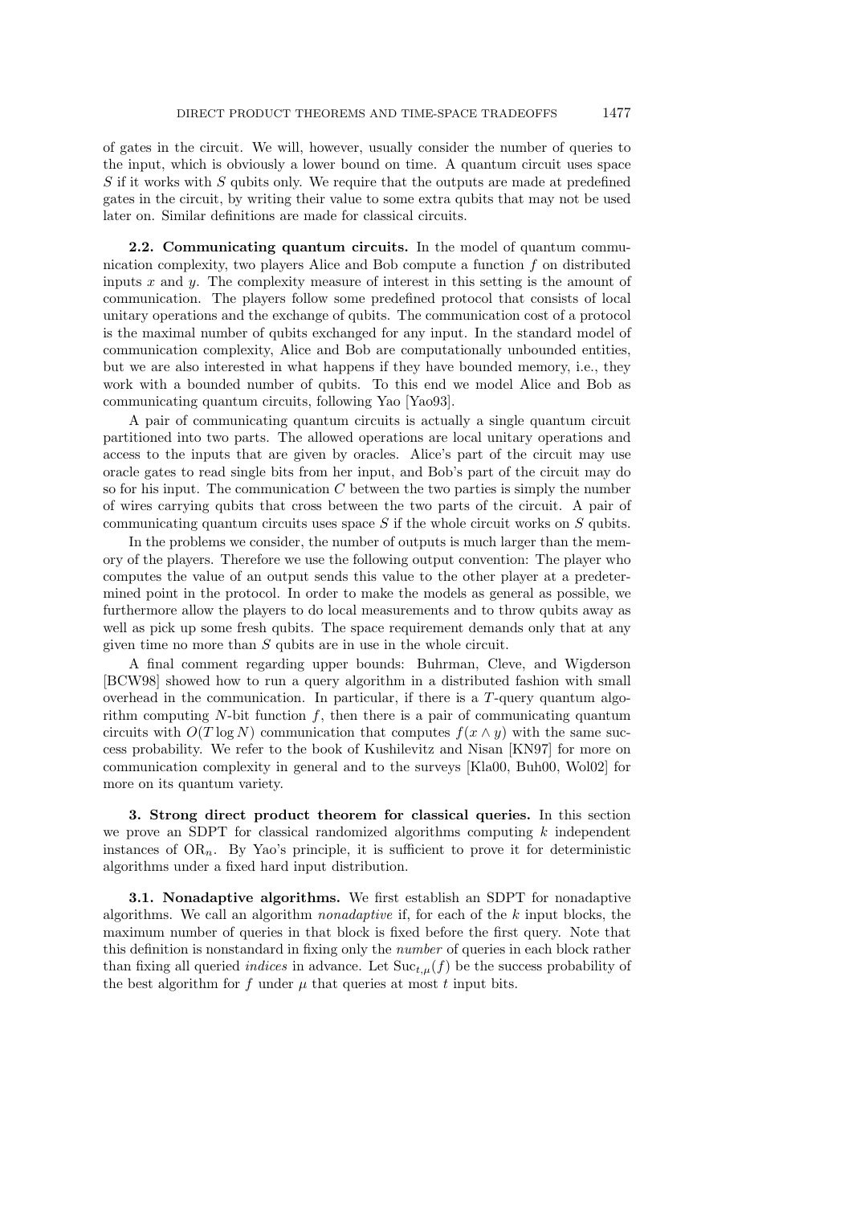of gates in the circuit. We will, however, usually consider the number of queries to the input, which is obviously a lower bound on time. A quantum circuit uses space $S$ if it works with $S$ qubits only. We require that the outputs are made at predefined gates in the circuit, by writing their value to some extra qubits that may not be used later on. Similar definitions are made for classical circuits.

**2.2. Communicating quantum circuits.** In the model of quantum communication complexity, two players Alice and Bob compute a function $f$ on distributed inputs $x$ and $y$. The complexity measure of interest in this setting is the amount of communication. The players follow some predefined protocol that consists of local unitary operations and the exchange of qubits. The communication cost of a protocol is the maximal number of qubits exchanged for any input. In the standard model of communication complexity, Alice and Bob are computationally unbounded entities, but we are also interested in what happens if they have bounded memory, i.e., they work with a bounded number of qubits. To this end we model Alice and Bob as communicating quantum circuits, following Yao [Yao93].

A pair of communicating quantum circuits is actually a single quantum circuit partitioned into two parts. The allowed operations are local unitary operations and access to the inputs that are given by oracles. Alice's part of the circuit may use oracle gates to read single bits from her input, and Bob's part of the circuit may do so for his input. The communication $C$ between the two parties is simply the number of wires carrying qubits that cross between the two parts of the circuit. A pair of communicating quantum circuits uses space $S$ if the whole circuit works on $S$ qubits.

In the problems we consider, the number of outputs is much larger than the memory of the players. Therefore we use the following output convention: The player who computes the value of an output sends this value to the other player at a predetermined point in the protocol. In order to make the models as general as possible, we furthermore allow the players to do local measurements and to throw qubits away as well as pick up some fresh qubits. The space requirement demands only that at any given time no more than $S$ qubits are in use in the whole circuit.

A final comment regarding upper bounds: Buhrman, Cleve, and Wigderson [BCW98] showed how to run a query algorithm in a distributed fashion with small overhead in the communication. In particular, if there is a $T$-query quantum algorithm computing $N$-bit function $f$, then there is a pair of communicating quantum circuits with $O(T \log N)$ communication that computes $f(x \wedge y)$ with the same success probability. We refer to the book of Kushilevitz and Nisan [KN97] for more on communication complexity in general and to the surveys [Kla00, Buh00, Wol02] for more on its quantum variety.

## 3. Strong direct product theorem for classical queries.

In this section we prove an SDPT for classical randomized algorithms computing $k$ independent instances of $\mathrm{OR}_n$. By Yao's principle, it is sufficient to prove it for deterministic algorithms under a fixed hard input distribution.

**3.1. Nonadaptive algorithms.** We first establish an SDPT for nonadaptive algorithms. We call an algorithm *nonadaptive* if, for each of the $k$ input blocks, the maximum number of queries in that block is fixed before the first query. Note that this definition is nonstandard in fixing only the *number* of queries in each block rather than fixing all queried *indices* in advance. Let $\mathrm{Suc}_{t,\mu}(f)$ be the success probability of the best algorithm for $f$ under $\mu$ that queries at most $t$ input bits.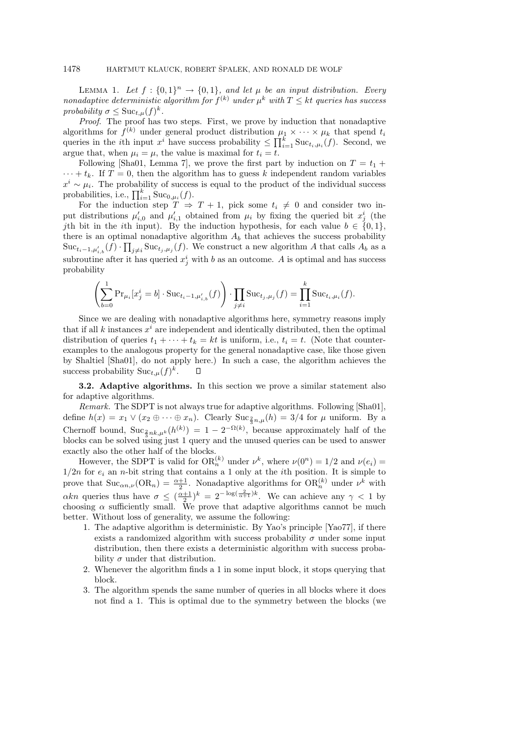LEMMA 1. *Let $f : \{0,1\}^n \to \{0,1\}$, and let $\mu$ be an input distribution. Every nonadaptive deterministic algorithm for $f^{(k)}$ under $\mu^k$ with $T \le kt$ queries has success probability $\sigma \le \mathrm{Suc}_{t,\mu}(f)^k$.*

*Proof.* The proof has two steps. First, we prove by induction that nonadaptive algorithms for $f^{(k)}$ under general product distribution $\mu_1 \times \cdots \times \mu_k$ that spend $t_i$ queries in the $i$th input $x^i$ have success probability $\le \prod_{i=1}^k \mathrm{Suc}_{t_i,\mu_i}(f)$. Second, we argue that, when $\mu_i = \mu$, the value is maximal for $t_i = t$.

Following [Sha01, Lemma 7], we prove the first part by induction on $T = t_1 + \cdots + t_k$. If $T = 0$, then the algorithm has to guess $k$ independent random variables $x^i \sim \mu_i$. The probability of success is equal to the product of the individual success probabilities, i.e., $\prod_{i=1}^k \mathrm{Suc}_{0,\mu_i}(f)$.

For the induction step $T \Rightarrow T+1$, pick some $t_i \ne 0$ and consider two input distributions $\mu'_{i,0}$ and $\mu'_{i,1}$ obtained from $\mu_i$ by fixing the queried bit $x^i_j$ (the $j$th bit in the $i$th input). By the induction hypothesis, for each value $b \in \{0,1\}$, there is an optimal nonadaptive algorithm $A_b$ that achieves the success probability $\mathrm{Suc}_{t_i-1,\mu'_{i,b}}(f) \cdot \prod_{j \ne i} \mathrm{Suc}_{t_j,\mu_j}(f)$. We construct a new algorithm $A$ that calls $A_b$ as a subroutine after it has queried $x^i_j$ with $b$ as an outcome. $A$ is optimal and has success probability

$$\left( \sum_{b=0}^{1} \Pr_{\mu_i}[x^i_j = b] \cdot \mathrm{Suc}_{t_i-1,\mu'_{i,b}}(f) \right) \cdot \prod_{j \ne i} \mathrm{Suc}_{t_j,\mu_j}(f) = \prod_{i=1}^{k} \mathrm{Suc}_{t_i,\mu_i}(f).$$

Since we are dealing with nonadaptive algorithms here, symmetry reasons imply that if all $k$ instances $x^i$ are independent and identically distributed, then the optimal distribution of queries $t_1 + \cdots + t_k = kt$ is uniform, i.e., $t_i = t$. (Note that counterexamples to the analogous property for the general nonadaptive case, like those given by Shaltiel [Sha01], do not apply here.) In such a case, the algorithm achieves the success probability $\mathrm{Suc}_{t,\mu}(f)^k$. $\square$

**3.2. Adaptive algorithms.** In this section we prove a similar statement also for adaptive algorithms.

*Remark.* The SDPT is not always true for adaptive algorithms. Following [Sha01], define $h(x) = x_1 \vee (x_2 \oplus \cdots \oplus x_n)$. Clearly $\mathrm{Suc}_{\frac{2}{3}n,\mu}(h) = 3/4$ for $\mu$ uniform. By a Chernoff bound, $\mathrm{Suc}_{\frac{2}{3}nk,\mu^k}(h^{(k)}) = 1 - 2^{-\Omega(k)}$, because approximately half of the blocks can be solved using just 1 query and the unused queries can be used to answer exactly also the other half of the blocks.

However, the SDPT is valid for $\mathrm{OR}_n^{(k)}$ under $\nu^k$, where $\nu(0^n) = 1/2$ and $\nu(e_i) = 1/2n$ for $e_i$ an $n$-bit string that contains a 1 only at the $i$th position. It is simple to prove that $\mathrm{Suc}_{\alpha n,\nu}(\mathrm{OR}_n) = \frac{\alpha+1}{2}$. Nonadaptive algorithms for $\mathrm{OR}_n^{(k)}$ under $\nu^k$ with $\alpha k n$ queries thus have $\sigma \le (\frac{\alpha+1}{2})^k = 2^{-\log(\frac{2}{\alpha+1})k}$. We can achieve any $\gamma < 1$ by choosing $\alpha$ sufficiently small. We prove that adaptive algorithms cannot be much better. Without loss of generality, we assume the following:

1. The adaptive algorithm is deterministic. By Yao's principle [Yao77], if there exists a randomized algorithm with success probability $\sigma$ under some input distribution, then there exists a deterministic algorithm with success probability $\sigma$ under that distribution.
2. Whenever the algorithm finds a 1 in some input block, it stops querying that block.
3. The algorithm spends the same number of queries in all blocks where it does not find a 1. This is optimal due to the symmetry between the blocks (we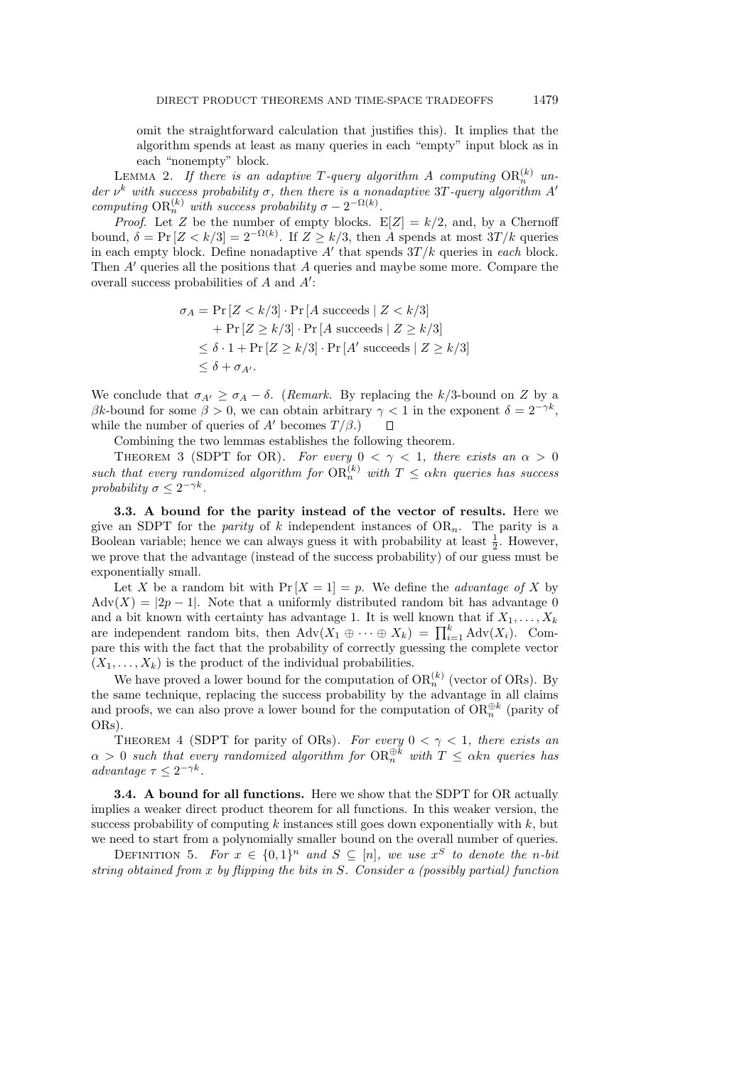omit the straightforward calculation that justifies this). It implies that the algorithm spends at least as many queries in each "empty" input block as in each "nonempty" block.

Lemma 2. *If there is an adaptive $T$-query algorithm $A$ computing $\mathrm{OR}_n^{(k)}$ under $\nu^k$ with success probability $\sigma$, then there is a nonadaptive $3T$-query algorithm $A'$ computing $\mathrm{OR}_n^{(k)}$ with success probability $\sigma - 2^{-\Omega(k)}$.*

*Proof.* Let $Z$ be the number of empty blocks. $\mathrm{E}[Z] = k/2$, and, by a Chernoff bound, $\delta = \Pr[Z < k/3] = 2^{-\Omega(k)}$. If $Z \geq k/3$, then $A$ spends at most $3T/k$ queries in each empty block. Define nonadaptive $A'$ that spends $3T/k$ queries in *each* block. Then $A'$ queries all the positions that $A$ queries and maybe some more. Compare the overall success probabilities of $A$ and $A'$:

$$
\begin{aligned}
\sigma_A &= \Pr[Z < k/3] \cdot \Pr[A \text{ succeeds} \mid Z < k/3] \\
&\quad + \Pr[Z \geq k/3] \cdot \Pr[A \text{ succeeds} \mid Z \geq k/3] \\
&\leq \delta \cdot 1 + \Pr[Z \geq k/3] \cdot \Pr[A' \text{ succeeds} \mid Z \geq k/3] \\
&\leq \delta + \sigma_{A'}.
\end{aligned}
$$

We conclude that $\sigma_{A'} \geq \sigma_A - \delta$. (*Remark.* By replacing the $k/3$-bound on $Z$ by a $\beta k$-bound for some $\beta > 0$, we can obtain arbitrary $\gamma < 1$ in the exponent $\delta = 2^{-\gamma k}$, while the number of queries of $A'$ becomes $T/\beta$.) □

Combining the two lemmas establishes the following theorem.

Theorem 3 (SDPT for OR). *For every $0 < \gamma < 1$, there exists an $\alpha > 0$ such that every randomized algorithm for $\mathrm{OR}_n^{(k)}$ with $T \leq \alpha kn$ queries has success probability $\sigma \leq 2^{-\gamma k}$.*

**3.3. A bound for the parity instead of the vector of results.** Here we give an SDPT for the *parity* of $k$ independent instances of $\mathrm{OR}_n$. The parity is a Boolean variable; hence we can always guess it with probability at least $\frac{1}{2}$. However, we prove that the advantage (instead of the success probability) of our guess must be exponentially small.

Let $X$ be a random bit with $\Pr[X = 1] = p$. We define the *advantage of* $X$ by $\mathrm{Adv}(X) = |2p - 1|$. Note that a uniformly distributed random bit has advantage 0 and a bit known with certainty has advantage 1. It is well known that if $X_1, \ldots, X_k$ are independent random bits, then $\mathrm{Adv}(X_1 \oplus \cdots \oplus X_k) = \prod_{i=1}^k \mathrm{Adv}(X_i)$. Compare this with the fact that the probability of correctly guessing the complete vector $(X_1, \ldots, X_k)$ is the product of the individual probabilities.

We have proved a lower bound for the computation of $\mathrm{OR}_n^{(k)}$ (vector of ORs). By the same technique, replacing the success probability by the advantage in all claims and proofs, we can also prove a lower bound for the computation of $\mathrm{OR}_n^{\oplus k}$ (parity of ORs).

Theorem 4 (SDPT for parity of ORs). *For every $0 < \gamma < 1$, there exists an $\alpha > 0$ such that every randomized algorithm for $\mathrm{OR}_n^{\oplus k}$ with $T \leq \alpha kn$ queries has advantage $\tau \leq 2^{-\gamma k}$.*

**3.4. A bound for all functions.** Here we show that the SDPT for OR actually implies a weaker direct product theorem for all functions. In this weaker version, the success probability of computing $k$ instances still goes down exponentially with $k$, but we need to start from a polynomially smaller bound on the overall number of queries.

Definition 5. *For $x \in \{0,1\}^n$ and $S \subseteq [n]$, we use $x^S$ to denote the $n$-bit string obtained from $x$ by flipping the bits in $S$. Consider a (possibly partial) function*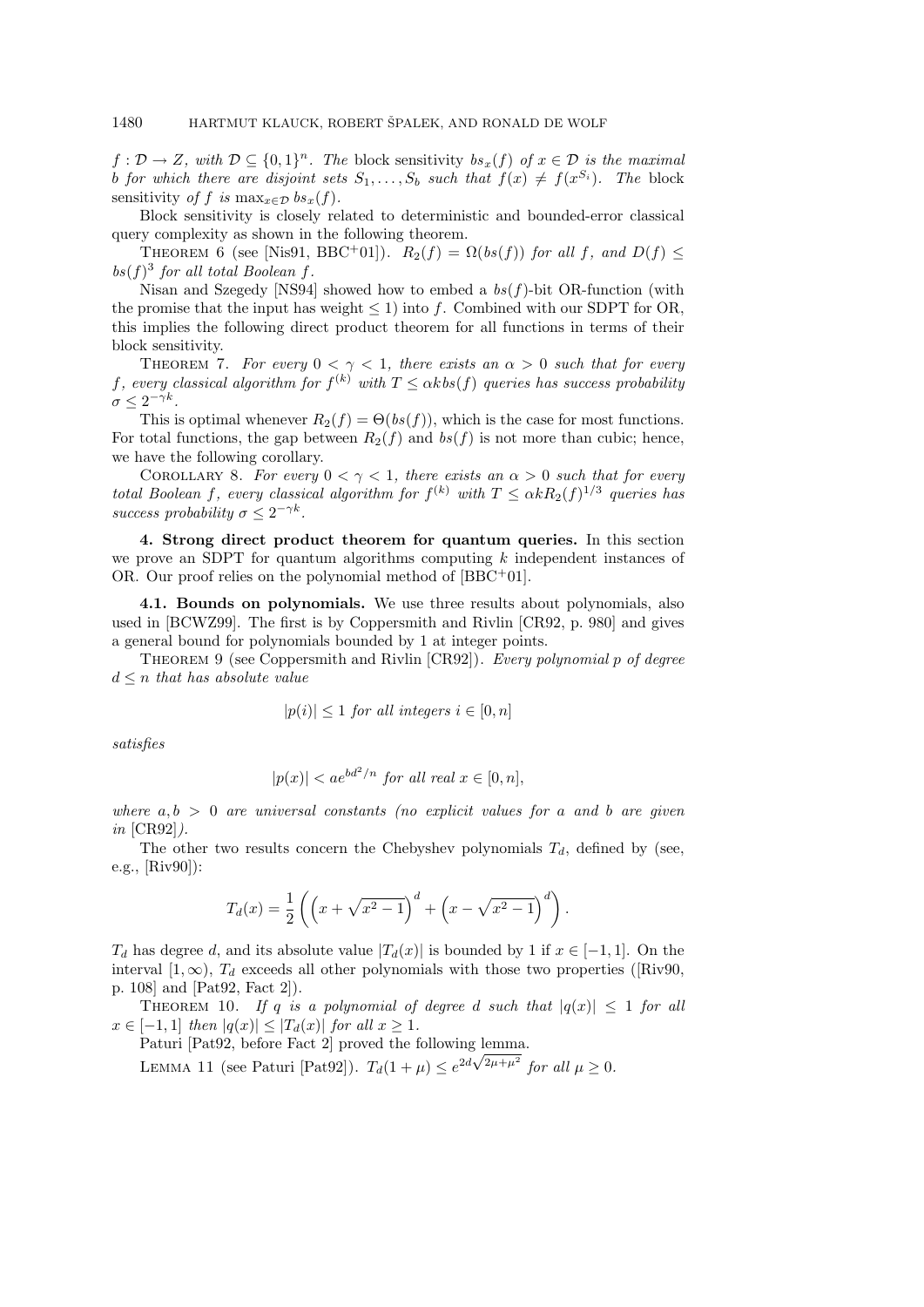$f : \mathcal{D} \to Z$, *with* $\mathcal{D} \subseteq \{0,1\}^n$. *The* block sensitivity $bs_x(f)$ *of* $x \in \mathcal{D}$ *is the maximal* $b$ *for which there are disjoint sets* $S_1, \ldots, S_b$ *such that* $f(x) \neq f(x^{S_i})$. *The* block sensitivity *of* $f$ *is* $\max_{x \in \mathcal{D}} bs_x(f)$.

Block sensitivity is closely related to deterministic and bounded-error classical query complexity as shown in the following theorem.

THEOREM 6 (see [Nis91, BBC+01]). $R_2(f) = \Omega(bs(f))$ *for all* $f$, *and* $D(f) \leq bs(f)^3$ *for all total Boolean* $f$.

Nisan and Szegedy [NS94] showed how to embed a $bs(f)$-bit OR-function (with the promise that the input has weight $\leq 1$) into $f$. Combined with our SDPT for OR, this implies the following direct product theorem for all functions in terms of their block sensitivity.

THEOREM 7. *For every* $0 < \gamma < 1$, *there exists an* $\alpha > 0$ *such that for every* $f$, *every classical algorithm for* $f^{(k)}$ *with* $T \leq \alpha k bs(f)$ *queries has success probability* $\sigma \leq 2^{-\gamma k}$.

This is optimal whenever $R_2(f) = \Theta(bs(f))$, which is the case for most functions. For total functions, the gap between $R_2(f)$ and $bs(f)$ is not more than cubic; hence, we have the following corollary.

COROLLARY 8. *For every* $0 < \gamma < 1$, *there exists an* $\alpha > 0$ *such that for every total Boolean* $f$, *every classical algorithm for* $f^{(k)}$ *with* $T \leq \alpha k R_2(f)^{1/3}$ *queries has success probability* $\sigma \leq 2^{-\gamma k}$.

## 4. Strong direct product theorem for quantum queries.

In this section we prove an SDPT for quantum algorithms computing $k$ independent instances of OR. Our proof relies on the polynomial method of [BBC+01].

### 4.1. Bounds on polynomials.

We use three results about polynomials, also used in [BCWZ99]. The first is by Coppersmith and Rivlin [CR92, p. 980] and gives a general bound for polynomials bounded by 1 at integer points.

THEOREM 9 (see Coppersmith and Rivlin [CR92]). *Every polynomial* $p$ *of degree* $d \leq n$ *that has absolute value*

$$|p(i)| \leq 1 \text{ for all integers } i \in [0, n]$$

*satisfies*

$$|p(x)| < ae^{bd^2/n} \text{ for all real } x \in [0, n],$$

*where* $a, b > 0$ *are universal constants (no explicit values for* $a$ *and* $b$ *are given in* [CR92]*).*

The other two results concern the Chebyshev polynomials $T_d$, defined by (see, e.g., [Riv90]):

$$T_d(x) = \frac{1}{2}\left(\left(x + \sqrt{x^2 - 1}\right)^d + \left(x - \sqrt{x^2 - 1}\right)^d\right).$$

$T_d$ has degree $d$, and its absolute value $|T_d(x)|$ is bounded by 1 if $x \in [-1, 1]$. On the interval $[1, \infty)$, $T_d$ exceeds all other polynomials with those two properties ([Riv90, p. 108] and [Pat92, Fact 2]).

THEOREM 10. *If* $q$ *is a polynomial of degree* $d$ *such that* $|q(x)| \leq 1$ *for all* $x \in [-1, 1]$ *then* $|q(x)| \leq |T_d(x)|$ *for all* $x \geq 1$.

Paturi [Pat92, before Fact 2] proved the following lemma.

LEMMA 11 (see Paturi [Pat92]). $T_d(1 + \mu) \leq e^{2d\sqrt{2\mu + \mu^2}}$ *for all* $\mu \geq 0$.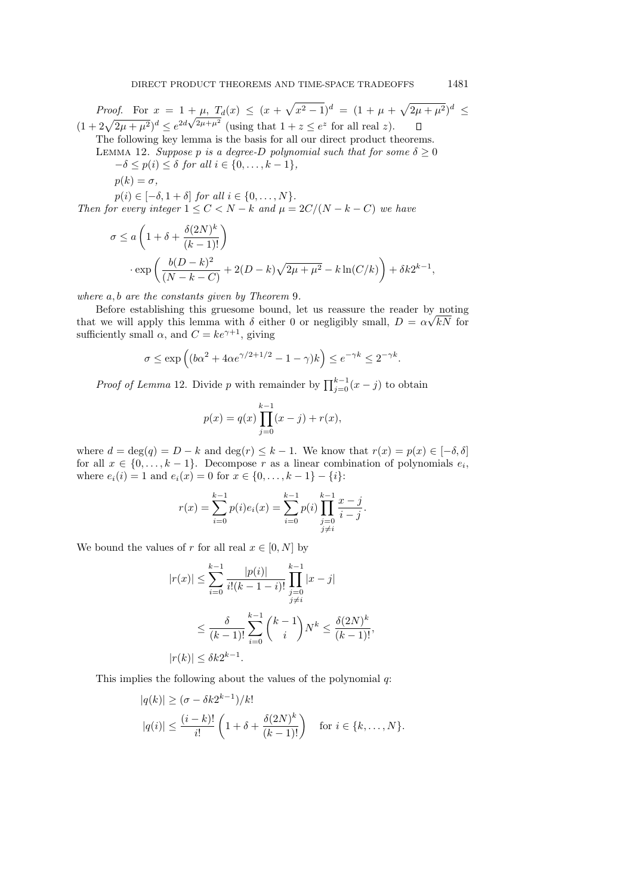*Proof.* For $x = 1 + \mu$, $T_d(x) \le (x + \sqrt{x^2 - 1})^d = (1 + \mu + \sqrt{2\mu + \mu^2})^d \le (1 + 2\sqrt{2\mu + \mu^2})^d \le e^{2d\sqrt{2\mu+\mu^2}}$ (using that $1 + z \le e^z$ for all real $z$). $\square$

The following key lemma is the basis for all our direct product theorems.

LEMMA 12. *Suppose $p$ is a degree-$D$ polynomial such that for some $\delta \ge 0$*

*$-\delta \le p(i) \le \delta$ for all $i \in \{0, \ldots, k-1\}$,*

*$p(k) = \sigma$,*

*$p(i) \in [-\delta, 1 + \delta]$ for all $i \in \{0, \ldots, N\}$.*

*Then for every integer $1 \le C < N - k$ and $\mu = 2C/(N - k - C)$ we have*

$$\sigma \le a\left(1 + \delta + \frac{\delta(2N)^k}{(k-1)!}\right) \cdot \exp\left(\frac{b(D-k)^2}{(N-k-C)} + 2(D-k)\sqrt{2\mu+\mu^2} - k\ln(C/k)\right) + \delta k 2^{k-1},$$

*where $a, b$ are the constants given by Theorem 9.*

Before establishing this gruesome bound, let us reassure the reader by noting that we will apply this lemma with $\delta$ either 0 or negligibly small, $D = \alpha\sqrt{kN}$ for sufficiently small $\alpha$, and $C = ke^{\gamma+1}$, giving

$$\sigma \le \exp\left((b\alpha^2 + 4\alpha e^{\gamma/2+1/2} - 1 - \gamma)k\right) \le e^{-\gamma k} \le 2^{-\gamma k}.$$

*Proof of Lemma* 12. Divide $p$ with remainder by $\prod_{j=0}^{k-1}(x-j)$ to obtain

$$p(x) = q(x)\prod_{j=0}^{k-1}(x-j) + r(x),$$

where $d = \deg(q) = D - k$ and $\deg(r) \le k - 1$. We know that $r(x) = p(x) \in [-\delta, \delta]$ for all $x \in \{0, \ldots, k-1\}$. Decompose $r$ as a linear combination of polynomials $e_i$, where $e_i(i) = 1$ and $e_i(x) = 0$ for $x \in \{0, \ldots, k-1\} - \{i\}$:

$$r(x) = \sum_{i=0}^{k-1} p(i)e_i(x) = \sum_{i=0}^{k-1} p(i)\prod_{\substack{j=0\\ j\ne i}}^{k-1}\frac{x-j}{i-j}.$$

We bound the values of $r$ for all real $x \in [0, N]$ by

$$|r(x)| \le \sum_{i=0}^{k-1}\frac{|p(i)|}{i!(k-1-i)!}\prod_{\substack{j=0\\ j\ne i}}^{k-1}|x-j|$$

$$\le \frac{\delta}{(k-1)!}\sum_{i=0}^{k-1}\binom{k-1}{i}N^k \le \frac{\delta(2N)^k}{(k-1)!},$$

$$|r(k)| \le \delta k 2^{k-1}.$$

This implies the following about the values of the polynomial $q$:

$$|q(k)| \ge (\sigma - \delta k 2^{k-1})/k!$$

$$|q(i)| \le \frac{(i-k)!}{i!}\left(1 + \delta + \frac{\delta(2N)^k}{(k-1)!}\right) \quad \text{for } i \in \{k, \ldots, N\}.$$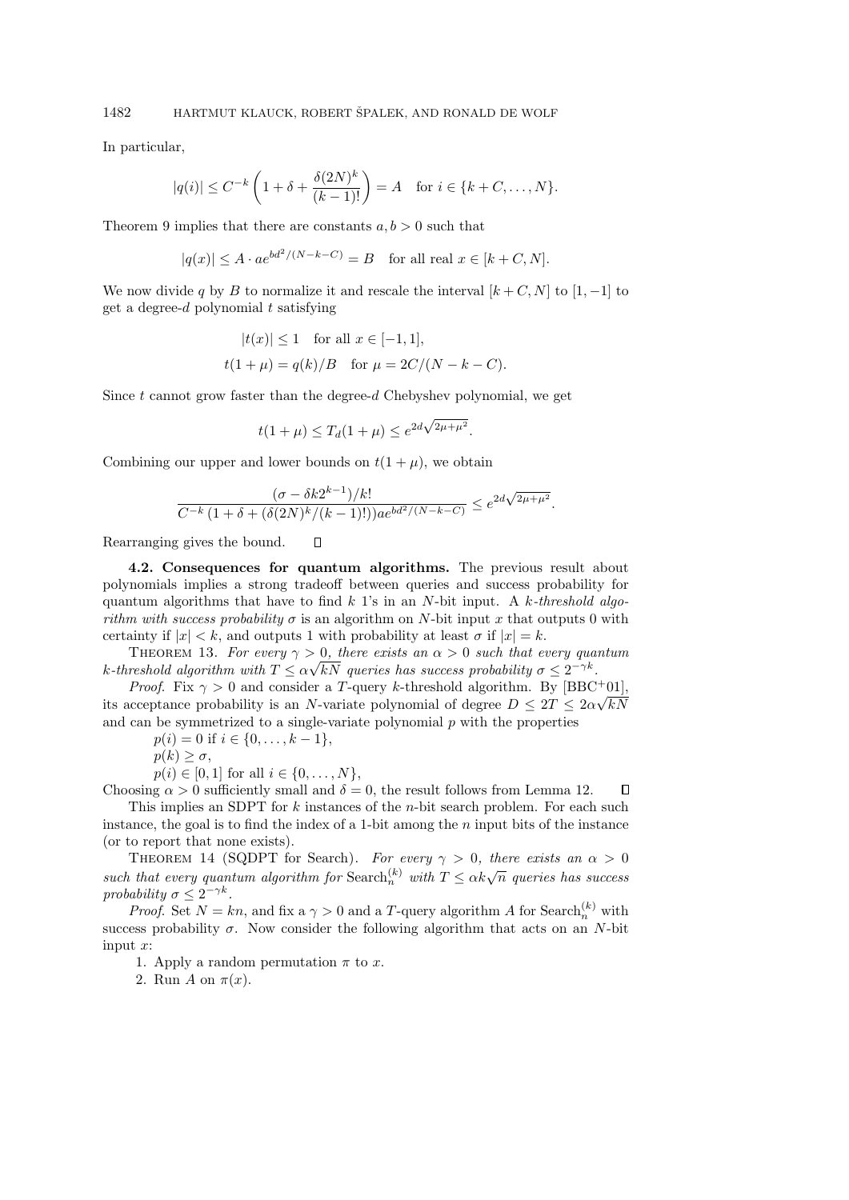In particular,

$$|q(i)| \leq C^{-k}\left(1+\delta+\frac{\delta(2N)^k}{(k-1)!}\right) = A \quad \text{for } i \in \{k+C,\ldots,N\}.$$

Theorem 9 implies that there are constants $a, b > 0$ such that

$$|q(x)| \leq A \cdot ae^{bd^2/(N-k-C)} = B \quad \text{for all real } x \in [k+C, N].$$

We now divide $q$ by $B$ to normalize it and rescale the interval $[k+C, N]$ to $[1, -1]$ to get a degree-$d$ polynomial $t$ satisfying

$$|t(x)| \leq 1 \quad \text{for all } x \in [-1, 1],$$
$$t(1+\mu) = q(k)/B \quad \text{for } \mu = 2C/(N-k-C).$$

Since $t$ cannot grow faster than the degree-$d$ Chebyshev polynomial, we get

$$t(1+\mu) \leq T_d(1+\mu) \leq e^{2d\sqrt{2\mu+\mu^2}}.$$

Combining our upper and lower bounds on $t(1+\mu)$, we obtain

$$\frac{(\sigma - \delta k 2^{k-1})/k!}{C^{-k}\left(1+\delta+(\delta(2N)^k/(k-1)!)\right)ae^{bd^2/(N-k-C)}} \leq e^{2d\sqrt{2\mu+\mu^2}}.$$

Rearranging gives the bound. ∎

**4.2. Consequences for quantum algorithms.** The previous result about polynomials implies a strong tradeoff between queries and success probability for quantum algorithms that have to find $k$ 1's in an $N$-bit input. A *$k$-threshold algorithm with success probability $\sigma$* is an algorithm on $N$-bit input $x$ that outputs 0 with certainty if $|x| < k$, and outputs 1 with probability at least $\sigma$ if $|x| = k$.

Theorem 13. *For every $\gamma > 0$, there exists an $\alpha > 0$ such that every quantum $k$-threshold algorithm with $T \leq \alpha\sqrt{kN}$ queries has success probability $\sigma \leq 2^{-\gamma k}$.*

*Proof.* Fix $\gamma > 0$ and consider a $T$-query $k$-threshold algorithm. By [BBC+01], its acceptance probability is an $N$-variate polynomial of degree $D \leq 2T \leq 2\alpha\sqrt{kN}$ and can be symmetrized to a single-variate polynomial $p$ with the properties

$p(i) = 0$ if $i \in \{0, \ldots, k-1\}$,
$p(k) \geq \sigma$,
$p(i) \in [0, 1]$ for all $i \in \{0, \ldots, N\}$,

Choosing $\alpha > 0$ sufficiently small and $\delta = 0$, the result follows from Lemma 12. ∎

This implies an SDPT for $k$ instances of the $n$-bit search problem. For each such instance, the goal is to find the index of a 1-bit among the $n$ input bits of the instance (or to report that none exists).

Theorem 14 (SQDPT for Search). *For every $\gamma > 0$, there exists an $\alpha > 0$ such that every quantum algorithm for $\text{Search}_n^{(k)}$ with $T \leq \alpha k\sqrt{n}$ queries has success probability $\sigma \leq 2^{-\gamma k}$.*

*Proof.* Set $N = kn$, and fix a $\gamma > 0$ and a $T$-query algorithm $A$ for $\text{Search}_n^{(k)}$ with success probability $\sigma$. Now consider the following algorithm that acts on an $N$-bit input $x$:

1. Apply a random permutation $\pi$ to $x$.
2. Run $A$ on $\pi(x)$.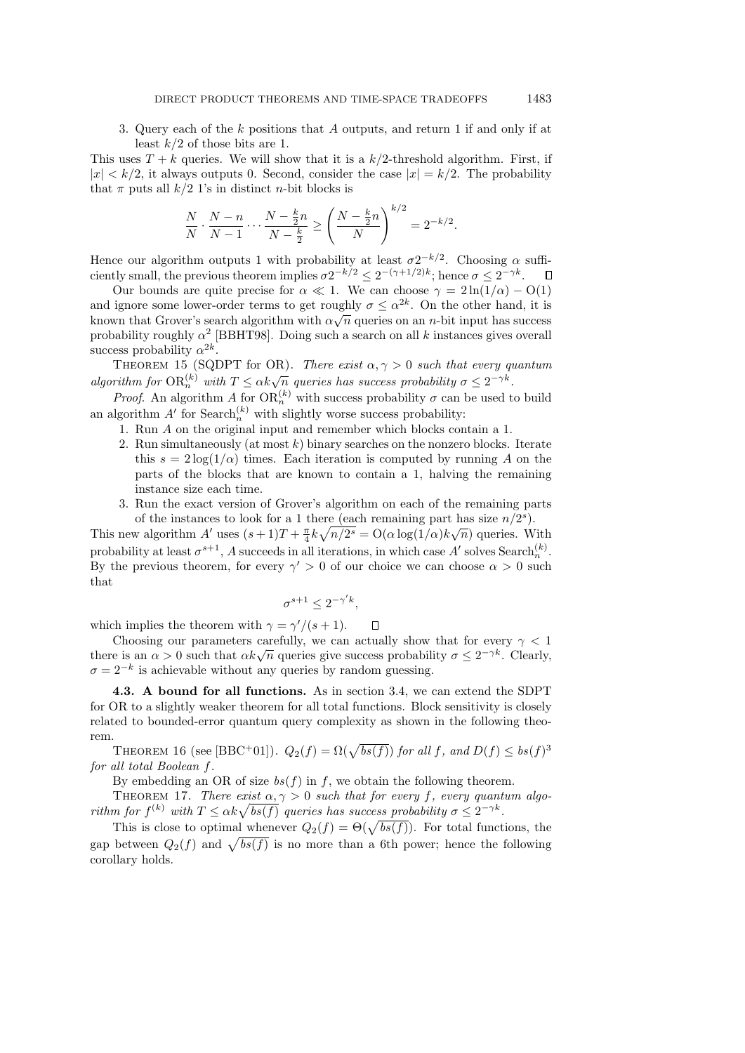3. Query each of the $k$ positions that $A$ outputs, and return 1 if and only if at least $k/2$ of those bits are 1.

This uses $T + k$ queries. We will show that it is a $k/2$-threshold algorithm. First, if $|x| < k/2$, it always outputs 0. Second, consider the case $|x| = k/2$. The probability that $\pi$ puts all $k/2$ 1's in distinct $n$-bit blocks is

$$\frac{N}{N} \cdot \frac{N-n}{N-1} \cdots \frac{N-\frac{k}{2}n}{N-\frac{k}{2}} \geq \left(\frac{N-\frac{k}{2}n}{N}\right)^{k/2} = 2^{-k/2}.$$

Hence our algorithm outputs 1 with probability at least $\sigma 2^{-k/2}$. Choosing $\alpha$ sufficiently small, the previous theorem implies $\sigma 2^{-k/2} \leq 2^{-(\gamma+1/2)k}$; hence $\sigma \leq 2^{-\gamma k}$. $\square$

Our bounds are quite precise for $\alpha \ll 1$. We can choose $\gamma = 2\ln(1/\alpha) - O(1)$ and ignore some lower-order terms to get roughly $\sigma \leq \alpha^{2k}$. On the other hand, it is known that Grover's search algorithm with $\alpha\sqrt{n}$ queries on an $n$-bit input has success probability roughly $\alpha^2$ [BBHT98]. Doing such a search on all $k$ instances gives overall success probability $\alpha^{2k}$.

THEOREM 15 (SQDPT for OR). *There exist $\alpha, \gamma > 0$ such that every quantum algorithm for $\mathrm{OR}_n^{(k)}$ with $T \leq \alpha k\sqrt{n}$ queries has success probability $\sigma \leq 2^{-\gamma k}$.*

*Proof.* An algorithm $A$ for $\mathrm{OR}_n^{(k)}$ with success probability $\sigma$ can be used to build an algorithm $A'$ for $\mathrm{Search}_n^{(k)}$ with slightly worse success probability:

1. Run $A$ on the original input and remember which blocks contain a 1.
2. Run simultaneously (at most $k$) binary searches on the nonzero blocks. Iterate this $s = 2\log(1/\alpha)$ times. Each iteration is computed by running $A$ on the parts of the blocks that are known to contain a 1, halving the remaining instance size each time.
3. Run the exact version of Grover's algorithm on each of the remaining parts of the instances to look for a 1 there (each remaining part has size $n/2^s$).

This new algorithm $A'$ uses $(s+1)T + \frac{\pi}{4}k\sqrt{n/2^s} = O(\alpha \log(1/\alpha) k\sqrt{n})$ queries. With probability at least $\sigma^{s+1}$, $A$ succeeds in all iterations, in which case $A'$ solves $\mathrm{Search}_n^{(k)}$. By the previous theorem, for every $\gamma' > 0$ of our choice we can choose $\alpha > 0$ such that

$$\sigma^{s+1} \leq 2^{-\gamma' k},$$

which implies the theorem with $\gamma = \gamma'/(s+1)$. $\square$

Choosing our parameters carefully, we can actually show that for every $\gamma < 1$ there is an $\alpha > 0$ such that $\alpha k\sqrt{n}$ queries give success probability $\sigma \leq 2^{-\gamma k}$. Clearly, $\sigma = 2^{-k}$ is achievable without any queries by random guessing.

**4.3. A bound for all functions.** As in section 3.4, we can extend the SDPT for OR to a slightly weaker theorem for all total functions. Block sensitivity is closely related to bounded-error quantum query complexity as shown in the following theorem.

THEOREM 16 (see [BBC+01]). *$Q_2(f) = \Omega(\sqrt{bs(f)})$ for all $f$, and $D(f) \leq bs(f)^3$ for all total Boolean $f$.*

By embedding an OR of size $bs(f)$ in $f$, we obtain the following theorem.

THEOREM 17. *There exist $\alpha, \gamma > 0$ such that for every $f$, every quantum algorithm for $f^{(k)}$ with $T \leq \alpha k\sqrt{bs(f)}$ queries has success probability $\sigma \leq 2^{-\gamma k}$.*

This is close to optimal whenever $Q_2(f) = \Theta(\sqrt{bs(f)})$. For total functions, the gap between $Q_2(f)$ and $\sqrt{bs(f)}$ is no more than a 6th power; hence the following corollary holds.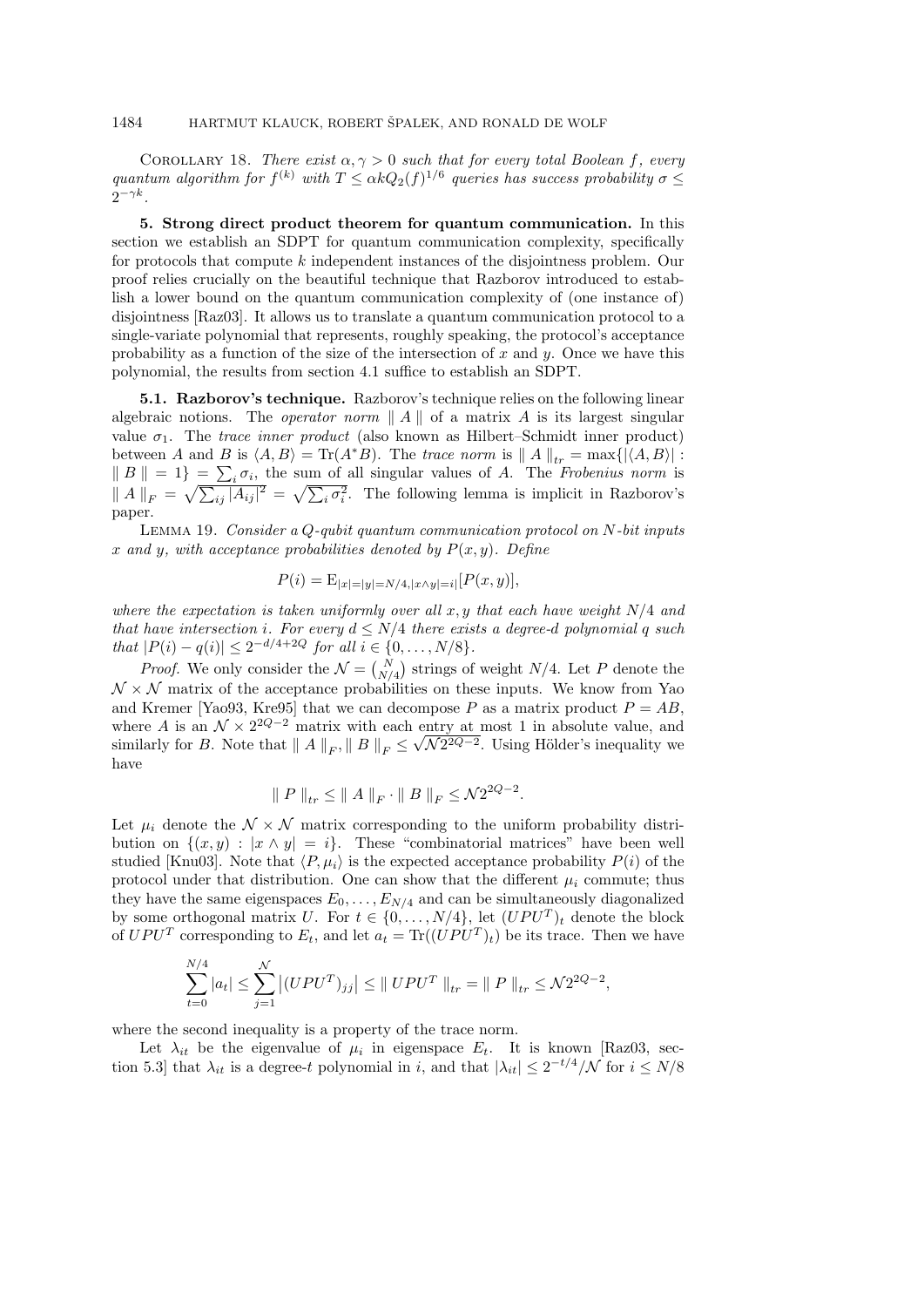COROLLARY 18. *There exist $\alpha, \gamma > 0$ such that for every total Boolean $f$, every quantum algorithm for $f^{(k)}$ with $T \leq \alpha k Q_2(f)^{1/6}$ queries has success probability $\sigma \leq 2^{-\gamma k}$.*

**5. Strong direct product theorem for quantum communication.** In this section we establish an SDPT for quantum communication complexity, specifically for protocols that compute $k$ independent instances of the disjointness problem. Our proof relies crucially on the beautiful technique that Razborov introduced to establish a lower bound on the quantum communication complexity of (one instance of) disjointness [Raz03]. It allows us to translate a quantum communication protocol to a single-variate polynomial that represents, roughly speaking, the protocol's acceptance probability as a function of the size of the intersection of $x$ and $y$. Once we have this polynomial, the results from section 4.1 suffice to establish an SDPT.

**5.1. Razborov's technique.** Razborov's technique relies on the following linear algebraic notions. The *operator norm* $\| A \|$ of a matrix $A$ is its largest singular value $\sigma_1$. The *trace inner product* (also known as Hilbert–Schmidt inner product) between $A$ and $B$ is $\langle A, B \rangle = \mathrm{Tr}(A^* B)$. The *trace norm* is $\| A \|_{tr} = \max\{|\langle A, B\rangle| : \| B \| = 1\} = \sum_i \sigma_i$, the sum of all singular values of $A$. The *Frobenius norm* is $\| A \|_F = \sqrt{\sum_{ij} |A_{ij}|^2} = \sqrt{\sum_i \sigma_i^2}$. The following lemma is implicit in Razborov's paper.

LEMMA 19. *Consider a $Q$-qubit quantum communication protocol on $N$-bit inputs $x$ and $y$, with acceptance probabilities denoted by $P(x, y)$. Define*

$$P(i) = \mathrm{E}_{|x|=|y|=N/4, |x \wedge y|=i}[P(x, y)],$$

*where the expectation is taken uniformly over all $x, y$ that each have weight $N/4$ and that have intersection $i$. For every $d \leq N/4$ there exists a degree-$d$ polynomial $q$ such that $|P(i) - q(i)| \leq 2^{-d/4+2Q}$ for all $i \in \{0, \ldots, N/8\}$.*

*Proof.* We only consider the $\mathcal{N} = \binom{N}{N/4}$ strings of weight $N/4$. Let $P$ denote the $\mathcal{N} \times \mathcal{N}$ matrix of the acceptance probabilities on these inputs. We know from Yao and Kremer [Yao93, Kre95] that we can decompose $P$ as a matrix product $P = AB$, where $A$ is an $\mathcal{N} \times 2^{2Q-2}$ matrix with each entry at most 1 in absolute value, and similarly for $B$. Note that $\| A \|_F, \| B \|_F \leq \sqrt{\mathcal{N} 2^{2Q-2}}$. Using Hölder's inequality we have

$$\| P \|_{tr} \leq \| A \|_F \cdot \| B \|_F \leq \mathcal{N} 2^{2Q-2}.$$

Let $\mu_i$ denote the $\mathcal{N} \times \mathcal{N}$ matrix corresponding to the uniform probability distribution on $\{(x, y) : |x \wedge y| = i\}$. These "combinatorial matrices" have been well studied [Knu03]. Note that $\langle P, \mu_i \rangle$ is the expected acceptance probability $P(i)$ of the protocol under that distribution. One can show that the different $\mu_i$ commute; thus they have the same eigenspaces $E_0, \ldots, E_{N/4}$ and can be simultaneously diagonalized by some orthogonal matrix $U$. For $t \in \{0, \ldots, N/4\}$, let $(UPU^T)_t$ denote the block of $UPU^T$ corresponding to $E_t$, and let $a_t = \mathrm{Tr}((UPU^T)_t)$ be its trace. Then we have

$$\sum_{t=0}^{N/4} |a_t| \leq \sum_{j=1}^{\mathcal{N}} \left|(UPU^T)_{jj}\right| \leq \| UPU^T \|_{tr} = \| P \|_{tr} \leq \mathcal{N} 2^{2Q-2},$$

where the second inequality is a property of the trace norm.

Let $\lambda_{it}$ be the eigenvalue of $\mu_i$ in eigenspace $E_t$. It is known [Raz03, section 5.3] that $\lambda_{it}$ is a degree-$t$ polynomial in $i$, and that $|\lambda_{it}| \leq 2^{-t/4}/\mathcal{N}$ for $i \leq N/8$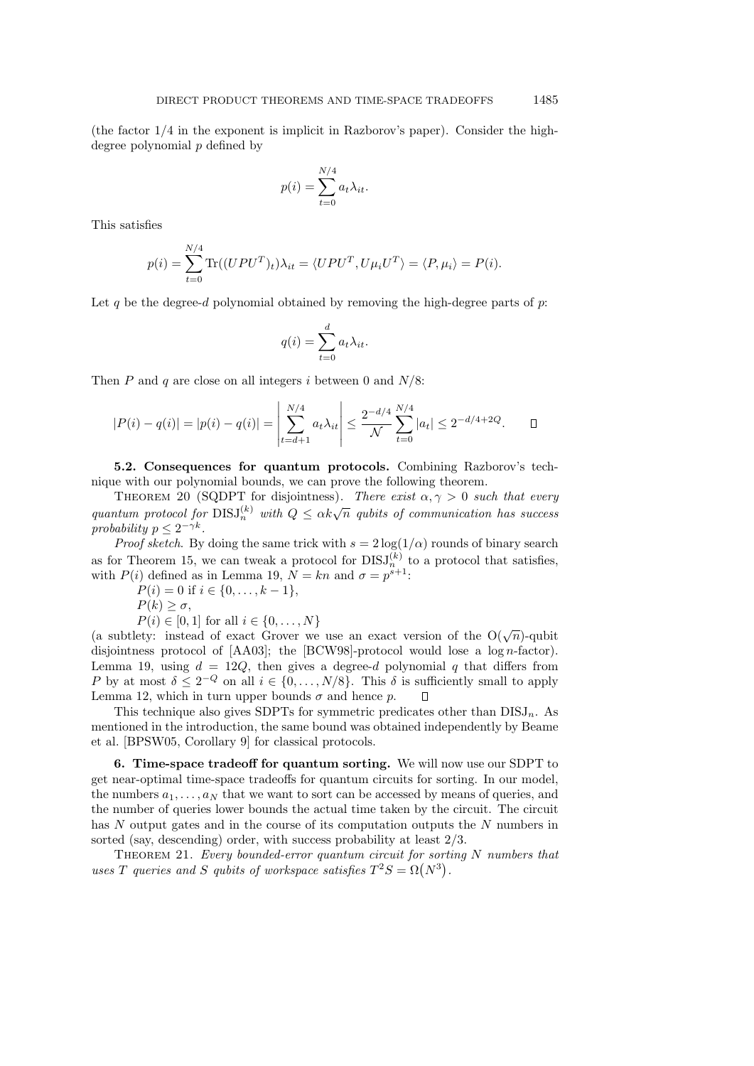(the factor 1/4 in the exponent is implicit in Razborov's paper). Consider the high-degree polynomial $p$ defined by

$$p(i) = \sum_{t=0}^{N/4} a_t \lambda_{it}.$$

This satisfies

$$p(i) = \sum_{t=0}^{N/4} \mathrm{Tr}((UPU^T)_t)\lambda_{it} = \langle UPU^T, U\mu_i U^T \rangle = \langle P, \mu_i \rangle = P(i).$$

Let $q$ be the degree-$d$ polynomial obtained by removing the high-degree parts of $p$:

$$q(i) = \sum_{t=0}^{d} a_t \lambda_{it}.$$

Then $P$ and $q$ are close on all integers $i$ between 0 and $N/8$:

$$|P(i) - q(i)| = |p(i) - q(i)| = \left| \sum_{t=d+1}^{N/4} a_t \lambda_{it} \right| \leq \frac{2^{-d/4}}{\mathcal{N}} \sum_{t=0}^{N/4} |a_t| \leq 2^{-d/4+2Q}. \qquad \square$$

**5.2. Consequences for quantum protocols.** Combining Razborov's technique with our polynomial bounds, we can prove the following theorem.

THEOREM 20 (SQDPT for disjointness). *There exist $\alpha, \gamma > 0$ such that every quantum protocol for $\mathrm{DISJ}_n^{(k)}$ with $Q \leq \alpha k \sqrt{n}$ qubits of communication has success probability $p \leq 2^{-\gamma k}$.*

*Proof sketch*. By doing the same trick with $s = 2\log(1/\alpha)$ rounds of binary search as for Theorem 15, we can tweak a protocol for $\mathrm{DISJ}_n^{(k)}$ to a protocol that satisfies, with $P(i)$ defined as in Lemma 19, $N = kn$ and $\sigma = p^{s+1}$:

$P(i) = 0$ if $i \in \{0, \ldots, k-1\}$,

$P(k) \geq \sigma$,

$P(i) \in [0, 1]$ for all $i \in \{0, \ldots, N\}$

(a subtlety: instead of exact Grover we use an exact version of the $O(\sqrt{n})$-qubit disjointness protocol of [AA03]; the [BCW98]-protocol would lose a $\log n$-factor). Lemma 19, using $d = 12Q$, then gives a degree-$d$ polynomial $q$ that differs from $P$ by at most $\delta \leq 2^{-Q}$ on all $i \in \{0, \ldots, N/8\}$. This $\delta$ is sufficiently small to apply Lemma 12, which in turn upper bounds $\sigma$ and hence $p$. $\square$

This technique also gives SDPTs for symmetric predicates other than $\mathrm{DISJ}_n$. As mentioned in the introduction, the same bound was obtained independently by Beame et al. [BPSW05, Corollary 9] for classical protocols.

**6. Time-space tradeoff for quantum sorting.** We will now use our SDPT to get near-optimal time-space tradeoffs for quantum circuits for sorting. In our model, the numbers $a_1, \ldots, a_N$ that we want to sort can be accessed by means of queries, and the number of queries lower bounds the actual time taken by the circuit. The circuit has $N$ output gates and in the course of its computation outputs the $N$ numbers in sorted (say, descending) order, with success probability at least 2/3.

THEOREM 21. *Every bounded-error quantum circuit for sorting $N$ numbers that uses $T$ queries and $S$ qubits of workspace satisfies $T^2 S = \Omega(N^3)$.*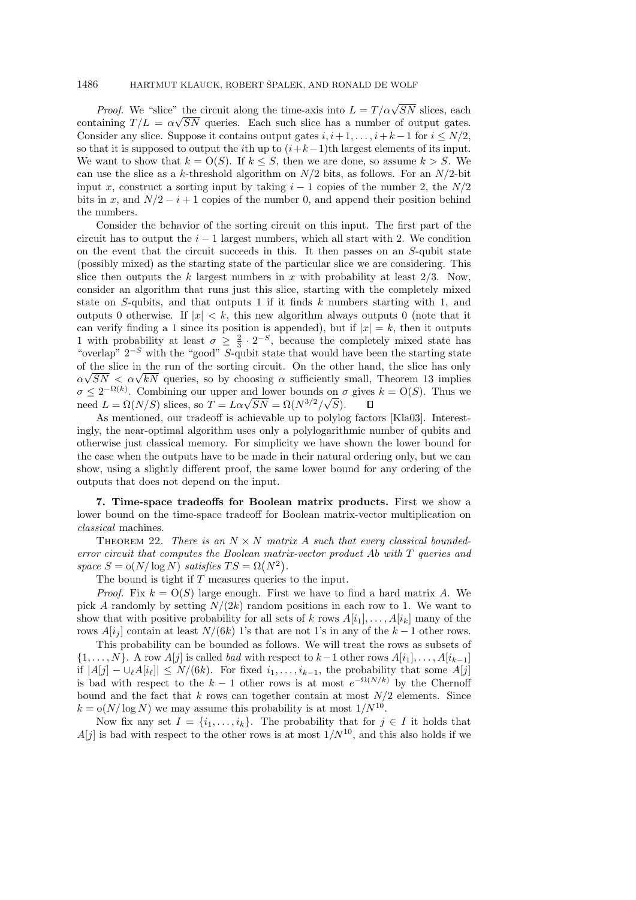*Proof.* We "slice" the circuit along the time-axis into $L = T/\alpha\sqrt{SN}$ slices, each containing $T/L = \alpha\sqrt{SN}$ queries. Each such slice has a number of output gates. Consider any slice. Suppose it contains output gates $i, i+1, \dots, i+k-1$ for $i \le N/2$, so that it is supposed to output the $i$th up to $(i+k-1)$th largest elements of its input. We want to show that $k = \mathrm{O}(S)$. If $k \le S$, then we are done, so assume $k > S$. We can use the slice as a $k$-threshold algorithm on $N/2$ bits, as follows. For an $N/2$-bit input $x$, construct a sorting input by taking $i-1$ copies of the number 2, the $N/2$ bits in $x$, and $N/2 - i + 1$ copies of the number 0, and append their position behind the numbers.

Consider the behavior of the sorting circuit on this input. The first part of the circuit has to output the $i-1$ largest numbers, which all start with 2. We condition on the event that the circuit succeeds in this. It then passes on an $S$-qubit state (possibly mixed) as the starting state of the particular slice we are considering. This slice then outputs the $k$ largest numbers in $x$ with probability at least $2/3$. Now, consider an algorithm that runs just this slice, starting with the completely mixed state on $S$-qubits, and that outputs 1 if it finds $k$ numbers starting with 1, and outputs 0 otherwise. If $|x| < k$, this new algorithm always outputs 0 (note that it can verify finding a 1 since its position is appended), but if $|x| = k$, then it outputs 1 with probability at least $\sigma \ge \frac{2}{3} \cdot 2^{-S}$, because the completely mixed state has "overlap" $2^{-S}$ with the "good" $S$-qubit state that would have been the starting state of the slice in the run of the sorting circuit. On the other hand, the slice has only $\alpha\sqrt{SN} < \alpha\sqrt{kN}$ queries, so by choosing $\alpha$ sufficiently small, Theorem 13 implies $\sigma \le 2^{-\Omega(k)}$. Combining our upper and lower bounds on $\sigma$ gives $k = \mathrm{O}(S)$. Thus we need $L = \Omega(N/S)$ slices, so $T = L\alpha\sqrt{SN} = \Omega(N^{3/2}/\sqrt{S})$. $\square$

As mentioned, our tradeoff is achievable up to polylog factors [Kla03]. Interestingly, the near-optimal algorithm uses only a polylogarithmic number of qubits and otherwise just classical memory. For simplicity we have shown the lower bound for the case when the outputs have to be made in their natural ordering only, but we can show, using a slightly different proof, the same lower bound for any ordering of the outputs that does not depend on the input.

**7. Time-space tradeoffs for Boolean matrix products.** First we show a lower bound on the time-space tradeoff for Boolean matrix-vector multiplication on *classical* machines.

THEOREM 22. *There is an $N \times N$ matrix $A$ such that every classical bounded-error circuit that computes the Boolean matrix-vector product $Ab$ with $T$ queries and space $S = \mathrm{o}(N/\log N)$ satisfies $TS = \Omega\big(N^2\big)$.*

The bound is tight if $T$ measures queries to the input.

*Proof.* Fix $k = \mathrm{O}(S)$ large enough. First we have to find a hard matrix $A$. We pick $A$ randomly by setting $N/(2k)$ random positions in each row to 1. We want to show that with positive probability for all sets of $k$ rows $A[i_1], \dots, A[i_k]$ many of the rows $A[i_j]$ contain at least $N/(6k)$ 1's that are not 1's in any of the $k-1$ other rows.

This probability can be bounded as follows. We will treat the rows as subsets of $\{1, \dots, N\}$. A row $A[j]$ is called *bad* with respect to $k-1$ other rows $A[i_1], \dots, A[i_{k-1}]$ if $|A[j] - \cup_\ell A[i_\ell]| \le N/(6k)$. For fixed $i_1, \dots, i_{k-1}$, the probability that some $A[j]$ is bad with respect to the $k-1$ other rows is at most $e^{-\Omega(N/k)}$ by the Chernoff bound and the fact that $k$ rows can together contain at most $N/2$ elements. Since $k = \mathrm{o}(N/\log N)$ we may assume this probability is at most $1/N^{10}$.

Now fix any set $I = \{i_1, \dots, i_k\}$. The probability that for $j \in I$ it holds that $A[j]$ is bad with respect to the other rows is at most $1/N^{10}$, and this also holds if we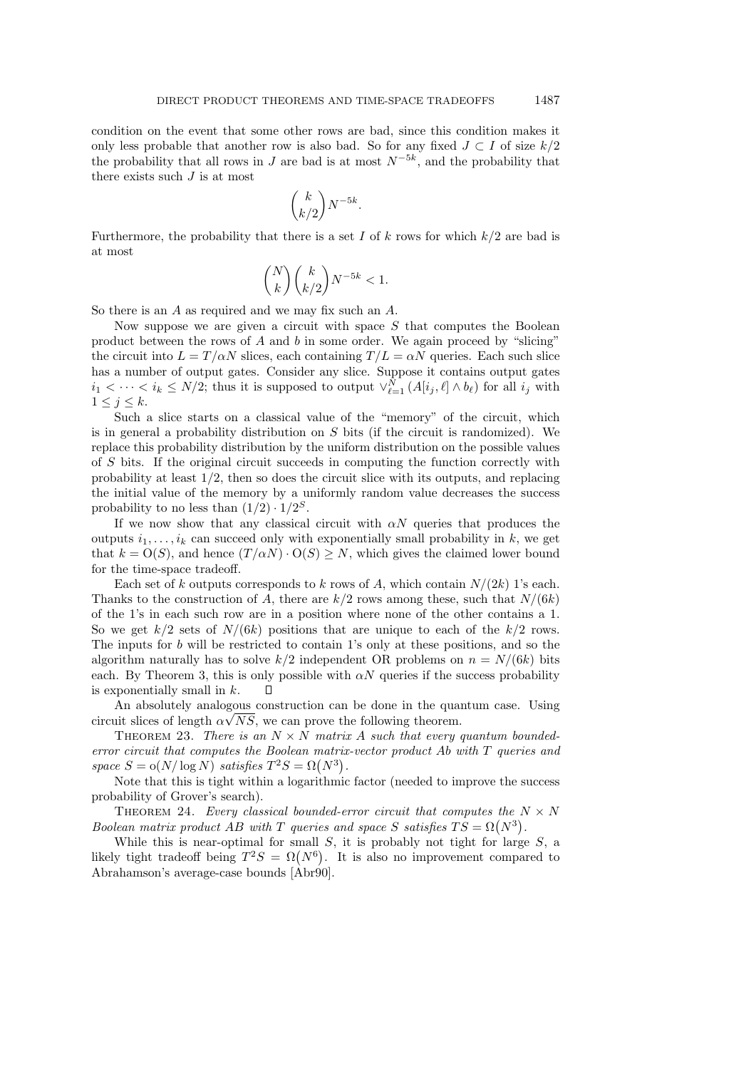condition on the event that some other rows are bad, since this condition makes it only less probable that another row is also bad. So for any fixed $J \subset I$ of size $k/2$ the probability that all rows in $J$ are bad is at most $N^{-5k}$, and the probability that there exists such $J$ is at most

$$\binom{k}{k/2} N^{-5k}.$$

Furthermore, the probability that there is a set $I$ of $k$ rows for which $k/2$ are bad is at most

$$\binom{N}{k}\binom{k}{k/2} N^{-5k} < 1.$$

So there is an $A$ as required and we may fix such an $A$.

Now suppose we are given a circuit with space $S$ that computes the Boolean product between the rows of $A$ and $b$ in some order. We again proceed by "slicing" the circuit into $L = T/\alpha N$ slices, each containing $T/L = \alpha N$ queries. Each such slice has a number of output gates. Consider any slice. Suppose it contains output gates $i_1 < \cdots < i_k \leq N/2$; thus it is supposed to output $\vee_{\ell=1}^{N} (A[i_j, \ell] \wedge b_\ell)$ for all $i_j$ with $1 \leq j \leq k$.

Such a slice starts on a classical value of the "memory" of the circuit, which is in general a probability distribution on $S$ bits (if the circuit is randomized). We replace this probability distribution by the uniform distribution on the possible values of $S$ bits. If the original circuit succeeds in computing the function correctly with probability at least $1/2$, then so does the circuit slice with its outputs, and replacing the initial value of the memory by a uniformly random value decreases the success probability to no less than $(1/2) \cdot 1/2^S$.

If we now show that any classical circuit with $\alpha N$ queries that produces the outputs $i_1, \ldots, i_k$ can succeed only with exponentially small probability in $k$, we get that $k = \mathrm{O}(S)$, and hence $(T/\alpha N) \cdot \mathrm{O}(S) \geq N$, which gives the claimed lower bound for the time-space tradeoff.

Each set of $k$ outputs corresponds to $k$ rows of $A$, which contain $N/(2k)$ 1's each. Thanks to the construction of $A$, there are $k/2$ rows among these, such that $N/(6k)$ of the 1's in each such row are in a position where none of the other contains a 1. So we get $k/2$ sets of $N/(6k)$ positions that are unique to each of the $k/2$ rows. The inputs for $b$ will be restricted to contain 1's only at these positions, and so the algorithm naturally has to solve $k/2$ independent OR problems on $n = N/(6k)$ bits each. By Theorem 3, this is only possible with $\alpha N$ queries if the success probability is exponentially small in $k$. $\square$

An absolutely analogous construction can be done in the quantum case. Using circuit slices of length $\alpha\sqrt{NS}$, we can prove the following theorem.

Theorem 23. *There is an $N \times N$ matrix $A$ such that every quantum bounded-error circuit that computes the Boolean matrix-vector product $Ab$ with $T$ queries and space $S = \mathrm{o}(N/\log N)$ satisfies $T^2 S = \Omega(N^3)$.*

Note that this is tight within a logarithmic factor (needed to improve the success probability of Grover's search).

Theorem 24. *Every classical bounded-error circuit that computes the $N \times N$ Boolean matrix product $AB$ with $T$ queries and space $S$ satisfies $TS = \Omega(N^3)$.*

While this is near-optimal for small $S$, it is probably not tight for large $S$, a likely tight tradeoff being $T^2 S = \Omega(N^6)$. It is also no improvement compared to Abrahamson's average-case bounds [Abr90].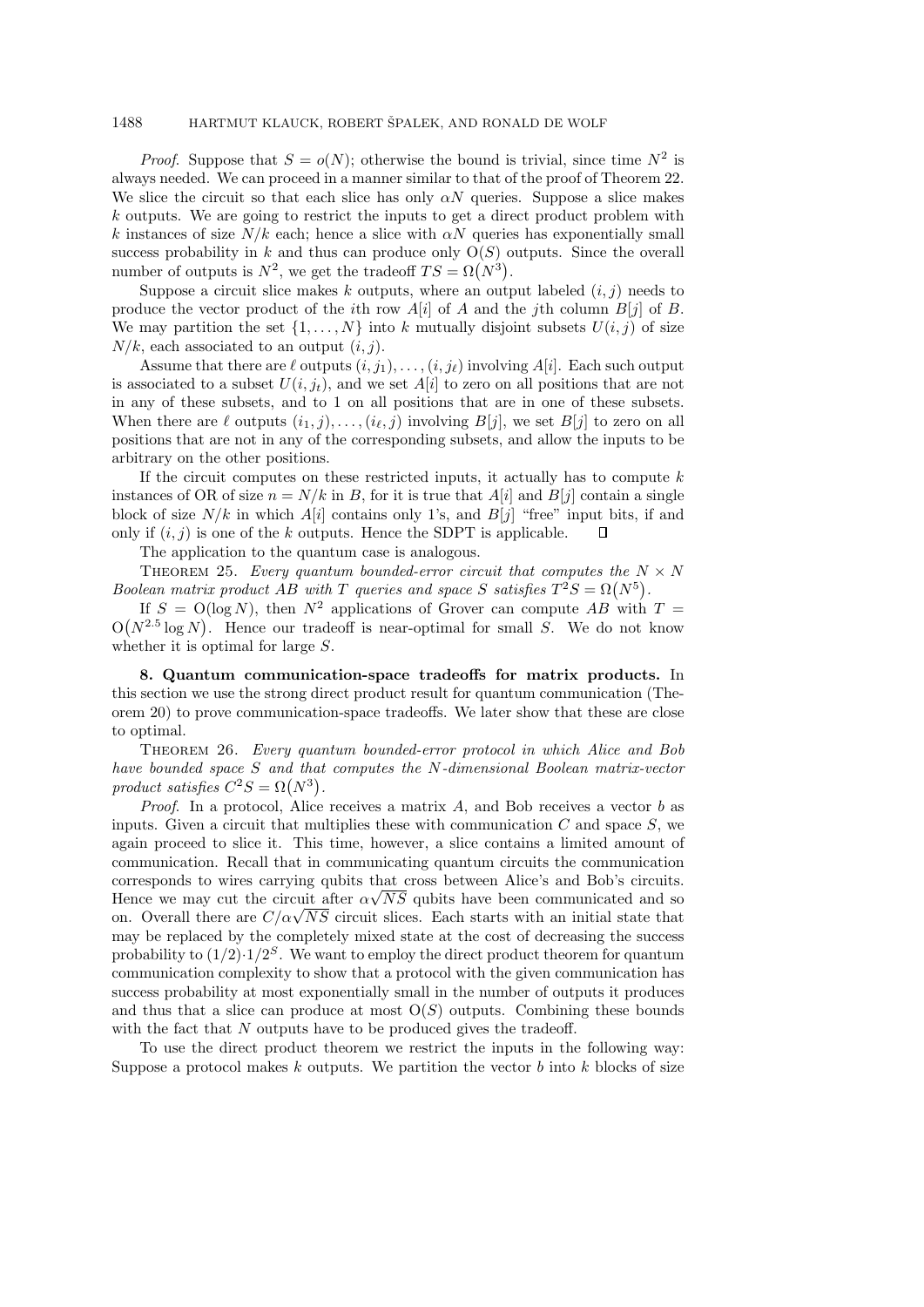*Proof.* Suppose that $S = o(N)$; otherwise the bound is trivial, since time $N^2$ is always needed. We can proceed in a manner similar to that of the proof of Theorem 22. We slice the circuit so that each slice has only $\alpha N$ queries. Suppose a slice makes $k$ outputs. We are going to restrict the inputs to get a direct product problem with $k$ instances of size $N/k$ each; hence a slice with $\alpha N$ queries has exponentially small success probability in $k$ and thus can produce only $O(S)$ outputs. Since the overall number of outputs is $N^2$, we get the tradeoff $TS = \Omega(N^3)$.

Suppose a circuit slice makes $k$ outputs, where an output labeled $(i, j)$ needs to produce the vector product of the $i$th row $A[i]$ of $A$ and the $j$th column $B[j]$ of $B$. We may partition the set $\{1, \ldots, N\}$ into $k$ mutually disjoint subsets $U(i, j)$ of size $N/k$, each associated to an output $(i, j)$.

Assume that there are $\ell$ outputs $(i, j_1), \ldots, (i, j_\ell)$ involving $A[i]$. Each such output is associated to a subset $U(i, j_t)$, and we set $A[i]$ to zero on all positions that are not in any of these subsets, and to 1 on all positions that are in one of these subsets. When there are $\ell$ outputs $(i_1, j), \ldots, (i_\ell, j)$ involving $B[j]$, we set $B[j]$ to zero on all positions that are not in any of the corresponding subsets, and allow the inputs to be arbitrary on the other positions.

If the circuit computes on these restricted inputs, it actually has to compute $k$ instances of OR of size $n = N/k$ in $B$, for it is true that $A[i]$ and $B[j]$ contain a single block of size $N/k$ in which $A[i]$ contains only 1's, and $B[j]$ "free" input bits, if and only if $(i, j)$ is one of the $k$ outputs. Hence the SDPT is applicable. ∎

The application to the quantum case is analogous.

Theorem 25. *Every quantum bounded-error circuit that computes the $N \times N$ Boolean matrix product $AB$ with $T$ queries and space $S$ satisfies $T^2 S = \Omega(N^5)$.*

If $S = O(\log N)$, then $N^2$ applications of Grover can compute $AB$ with $T = O(N^{2.5} \log N)$. Hence our tradeoff is near-optimal for small $S$. We do not know whether it is optimal for large $S$.

**8. Quantum communication-space tradeoffs for matrix products.** In this section we use the strong direct product result for quantum communication (Theorem 20) to prove communication-space tradeoffs. We later show that these are close to optimal.

Theorem 26. *Every quantum bounded-error protocol in which Alice and Bob have bounded space $S$ and that computes the $N$-dimensional Boolean matrix-vector product satisfies $C^2 S = \Omega(N^3)$.*

*Proof.* In a protocol, Alice receives a matrix $A$, and Bob receives a vector $b$ as inputs. Given a circuit that multiplies these with communication $C$ and space $S$, we again proceed to slice it. This time, however, a slice contains a limited amount of communication. Recall that in communicating quantum circuits the communication corresponds to wires carrying qubits that cross between Alice's and Bob's circuits. Hence we may cut the circuit after $\alpha\sqrt{NS}$ qubits have been communicated and so on. Overall there are $C/\alpha\sqrt{NS}$ circuit slices. Each starts with an initial state that may be replaced by the completely mixed state at the cost of decreasing the success probability to $(1/2)\cdot 1/2^S$. We want to employ the direct product theorem for quantum communication complexity to show that a protocol with the given communication has success probability at most exponentially small in the number of outputs it produces and thus that a slice can produce at most $O(S)$ outputs. Combining these bounds with the fact that $N$ outputs have to be produced gives the tradeoff.

To use the direct product theorem we restrict the inputs in the following way: Suppose a protocol makes $k$ outputs. We partition the vector $b$ into $k$ blocks of size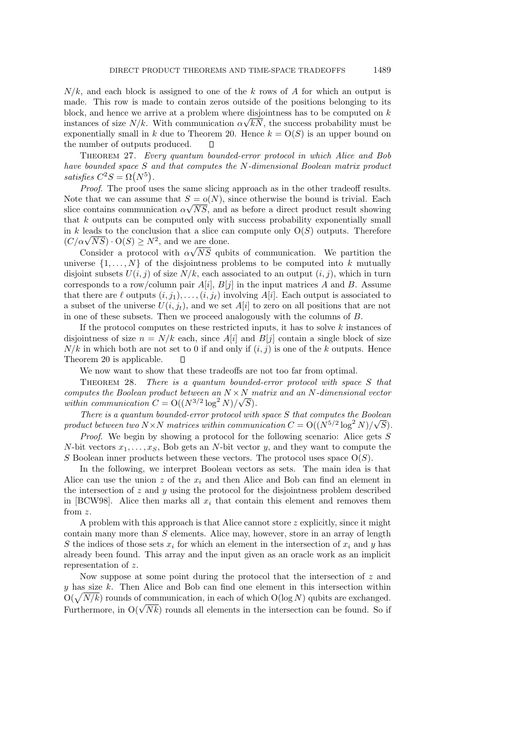$N/k$, and each block is assigned to one of the $k$ rows of $A$ for which an output is made. This row is made to contain zeros outside of the positions belonging to its block, and hence we arrive at a problem where disjointness has to be computed on $k$ instances of size $N/k$. With communication $\alpha\sqrt{kN}$, the success probability must be exponentially small in $k$ due to Theorem 20. Hence $k = \mathrm{O}(S)$ is an upper bound on the number of outputs produced. $\square$

THEOREM 27. *Every quantum bounded-error protocol in which Alice and Bob have bounded space $S$ and that computes the $N$-dimensional Boolean matrix product satisfies $C^2 S = \Omega(N^5)$.*

*Proof*. The proof uses the same slicing approach as in the other tradeoff results. Note that we can assume that $S = o(N)$, since otherwise the bound is trivial. Each slice contains communication $\alpha\sqrt{NS}$, and as before a direct product result showing that $k$ outputs can be computed only with success probability exponentially small in $k$ leads to the conclusion that a slice can compute only $\mathrm{O}(S)$ outputs. Therefore $(C/\alpha\sqrt{NS}) \cdot \mathrm{O}(S) \geq N^2$, and we are done.

Consider a protocol with $\alpha\sqrt{NS}$ qubits of communication. We partition the universe $\{1, \ldots, N\}$ of the disjointness problems to be computed into $k$ mutually disjoint subsets $U(i,j)$ of size $N/k$, each associated to an output $(i,j)$, which in turn corresponds to a row/column pair $A[i]$, $B[j]$ in the input matrices $A$ and $B$. Assume that there are $\ell$ outputs $(i, j_1), \ldots, (i, j_\ell)$ involving $A[i]$. Each output is associated to a subset of the universe $U(i, j_t)$, and we set $A[i]$ to zero on all positions that are not in one of these subsets. Then we proceed analogously with the columns of $B$.

If the protocol computes on these restricted inputs, it has to solve $k$ instances of disjointness of size $n = N/k$ each, since $A[i]$ and $B[j]$ contain a single block of size $N/k$ in which both are not set to 0 if and only if $(i,j)$ is one of the $k$ outputs. Hence Theorem 20 is applicable. $\square$

We now want to show that these tradeoffs are not too far from optimal.

THEOREM 28. *There is a quantum bounded-error protocol with space $S$ that computes the Boolean product between an $N \times N$ matrix and an $N$-dimensional vector within communication $C = \mathrm{O}((N^{3/2} \log^2 N)/\sqrt{S})$.*

*There is a quantum bounded-error protocol with space $S$ that computes the Boolean product between two $N \times N$ matrices within communication $C = \mathrm{O}((N^{5/2} \log^2 N)/\sqrt{S})$.*

*Proof*. We begin by showing a protocol for the following scenario: Alice gets $S$ $N$-bit vectors $x_1, \ldots, x_S$, Bob gets an $N$-bit vector $y$, and they want to compute the $S$ Boolean inner products between these vectors. The protocol uses space $\mathrm{O}(S)$.

In the following, we interpret Boolean vectors as sets. The main idea is that Alice can use the union $z$ of the $x_i$ and then Alice and Bob can find an element in the intersection of $z$ and $y$ using the protocol for the disjointness problem described in [BCW98]. Alice then marks all $x_i$ that contain this element and removes them from $z$.

A problem with this approach is that Alice cannot store $z$ explicitly, since it might contain many more than $S$ elements. Alice may, however, store in an array of length $S$ the indices of those sets $x_i$ for which an element in the intersection of $x_i$ and $y$ has already been found. This array and the input given as an oracle work as an implicit representation of $z$.

Now suppose at some point during the protocol that the intersection of $z$ and $y$ has size $k$. Then Alice and Bob can find one element in this intersection within $\mathrm{O}(\sqrt{N/k})$ rounds of communication, in each of which $\mathrm{O}(\log N)$ qubits are exchanged. Furthermore, in $\mathrm{O}(\sqrt{Nk})$ rounds all elements in the intersection can be found. So if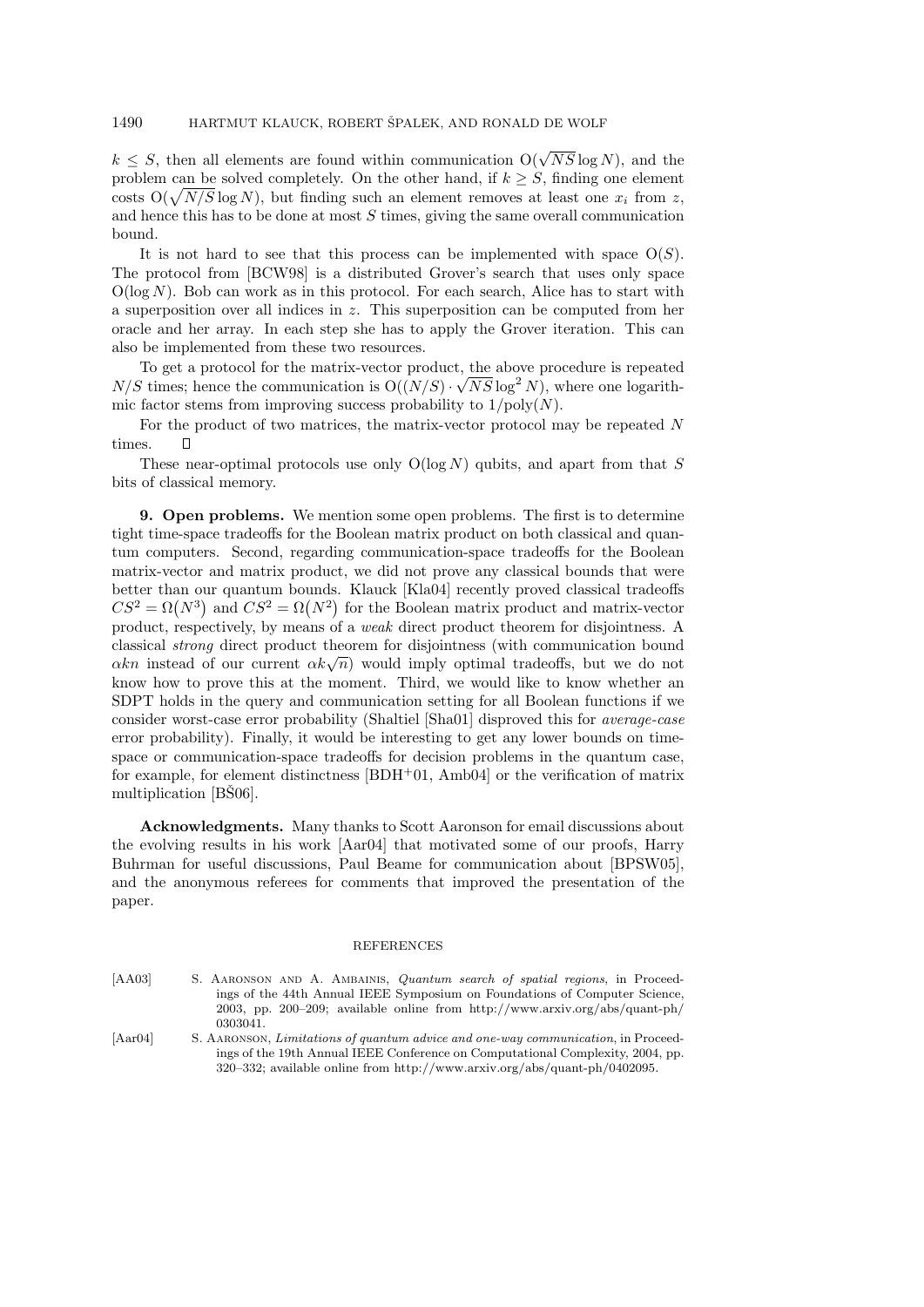$k \leq S$, then all elements are found within communication $O(\sqrt{NS}\log N)$, and the problem can be solved completely. On the other hand, if $k \geq S$, finding one element costs $O(\sqrt{N/S}\log N)$, but finding such an element removes at least one $x_i$ from $z$, and hence this has to be done at most $S$ times, giving the same overall communication bound.

It is not hard to see that this process can be implemented with space $O(S)$. The protocol from [BCW98] is a distributed Grover's search that uses only space $O(\log N)$. Bob can work as in this protocol. For each search, Alice has to start with a superposition over all indices in $z$. This superposition can be computed from her oracle and her array. In each step she has to apply the Grover iteration. This can also be implemented from these two resources.

To get a protocol for the matrix-vector product, the above procedure is repeated $N/S$ times; hence the communication is $O((N/S) \cdot \sqrt{NS}\log^2 N)$, where one logarithmic factor stems from improving success probability to $1/\text{poly}(N)$.

For the product of two matrices, the matrix-vector protocol may be repeated $N$ times. □

These near-optimal protocols use only $O(\log N)$ qubits, and apart from that $S$ bits of classical memory.

## 9. Open problems.

We mention some open problems. The first is to determine tight time-space tradeoffs for the Boolean matrix product on both classical and quantum computers. Second, regarding communication-space tradeoffs for the Boolean matrix-vector and matrix product, we did not prove any classical bounds that were better than our quantum bounds. Klauck [Kla04] recently proved classical tradeoffs $CS^2 = \Omega(N^3)$ and $CS^2 = \Omega(N^2)$ for the Boolean matrix product and matrix-vector product, respectively, by means of a *weak* direct product theorem for disjointness. A classical *strong* direct product theorem for disjointness (with communication bound $\alpha kn$ instead of our current $\alpha k\sqrt{n}$) would imply optimal tradeoffs, but we do not know how to prove this at the moment. Third, we would like to know whether an SDPT holds in the query and communication setting for all Boolean functions if we consider worst-case error probability (Shaltiel [Sha01] disproved this for *average-case* error probability). Finally, it would be interesting to get any lower bounds on time-space or communication-space tradeoffs for decision problems in the quantum case, for example, for element distinctness [BDH+01, Amb04] or the verification of matrix multiplication [BŠ06].

**Acknowledgments.** Many thanks to Scott Aaronson for email discussions about the evolving results in his work [Aar04] that motivated some of our proofs, Harry Buhrman for useful discussions, Paul Beame for communication about [BPSW05], and the anonymous referees for comments that improved the presentation of the paper.

## REFERENCES

[AA03] S. Aaronson and A. Ambainis, *Quantum search of spatial regions*, in Proceedings of the 44th Annual IEEE Symposium on Foundations of Computer Science, 2003, pp. 200–209; available online from http://www.arxiv.org/abs/quant-ph/0303041.

[Aar04] S. Aaronson, *Limitations of quantum advice and one-way communication*, in Proceedings of the 19th Annual IEEE Conference on Computational Complexity, 2004, pp. 320–332; available online from http://www.arxiv.org/abs/quant-ph/0402095.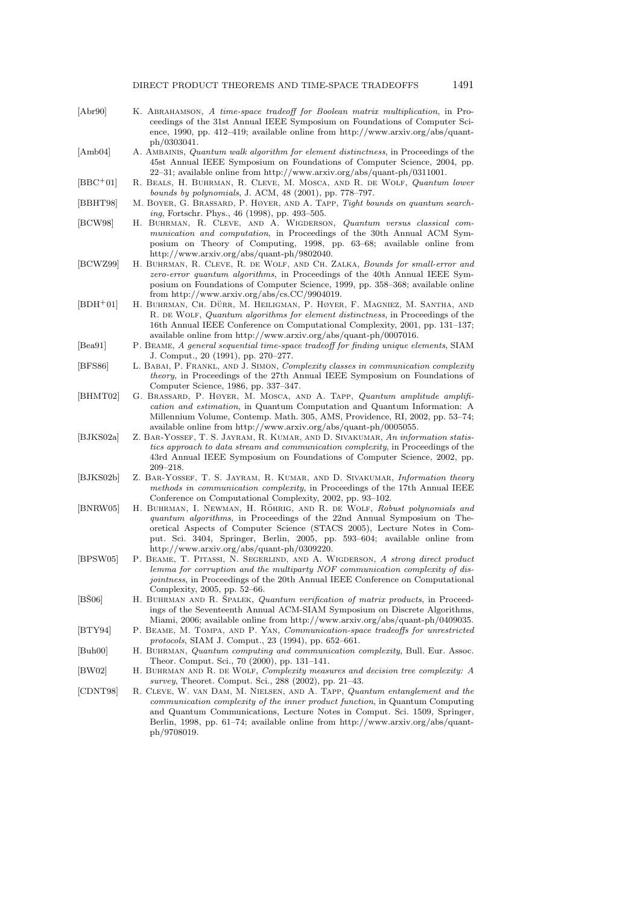[Abr90] K. Abrahamson, *A time-space tradeoff for Boolean matrix multiplication*, in Proceedings of the 31st Annual IEEE Symposium on Foundations of Computer Science, 1990, pp. 412–419; available online from http://www.arxiv.org/abs/quant-ph/0303041.

[Amb04] A. Ambainis, *Quantum walk algorithm for element distinctness*, in Proceedings of the 45st Annual IEEE Symposium on Foundations of Computer Science, 2004, pp. 22–31; available online from http://www.arxiv.org/abs/quant-ph/0311001.

[BBC+01] R. Beals, H. Buhrman, R. Cleve, M. Mosca, and R. de Wolf, *Quantum lower bounds by polynomials*, J. ACM, 48 (2001), pp. 778–797.

[BBHT98] M. Boyer, G. Brassard, P. Høyer, and A. Tapp, *Tight bounds on quantum searching*, Fortschr. Phys., 46 (1998), pp. 493–505.

[BCW98] H. Buhrman, R. Cleve, and A. Wigderson, *Quantum versus classical communication and computation*, in Proceedings of the 30th Annual ACM Symposium on Theory of Computing, 1998, pp. 63–68; available online from http://www.arxiv.org/abs/quant-ph/9802040.

[BCWZ99] H. Buhrman, R. Cleve, R. de Wolf, and Ch. Zalka, *Bounds for small-error and zero-error quantum algorithms*, in Proceedings of the 40th Annual IEEE Symposium on Foundations of Computer Science, 1999, pp. 358–368; available online from http://www.arxiv.org/abs/cs.CC/9904019.

[BDH+01] H. Buhrman, Ch. Dürr, M. Heiligman, P. Høyer, F. Magniez, M. Santha, and R. de Wolf, *Quantum algorithms for element distinctness*, in Proceedings of the 16th Annual IEEE Conference on Computational Complexity, 2001, pp. 131–137; available online from http://www.arxiv.org/abs/quant-ph/0007016.

[Bea91] P. Beame, *A general sequential time-space tradeoff for finding unique elements*, SIAM J. Comput., 20 (1991), pp. 270–277.

[BFS86] L. Babai, P. Frankl, and J. Simon, *Complexity classes in communication complexity theory*, in Proceedings of the 27th Annual IEEE Symposium on Foundations of Computer Science, 1986, pp. 337–347.

[BHMT02] G. Brassard, P. Høyer, M. Mosca, and A. Tapp, *Quantum amplitude amplification and estimation*, in Quantum Computation and Quantum Information: A Millennium Volume, Contemp. Math. 305, AMS, Providence, RI, 2002, pp. 53–74; available online from http://www.arxiv.org/abs/quant-ph/0005055.

[BJKS02a] Z. Bar-Yossef, T. S. Jayram, R. Kumar, and D. Sivakumar, *An information statistics approach to data stream and communication complexity*, in Proceedings of the 43rd Annual IEEE Symposium on Foundations of Computer Science, 2002, pp. 209–218.

[BJKS02b] Z. Bar-Yossef, T. S. Jayram, R. Kumar, and D. Sivakumar, *Information theory methods in communication complexity*, in Proceedings of the 17th Annual IEEE Conference on Computational Complexity, 2002, pp. 93–102.

[BNRW05] H. Buhrman, I. Newman, H. Röhrig, and R. de Wolf, *Robust polynomials and quantum algorithms*, in Proceedings of the 22nd Annual Symposium on Theoretical Aspects of Computer Science (STACS 2005), Lecture Notes in Comput. Sci. 3404, Springer, Berlin, 2005, pp. 593–604; available online from http://www.arxiv.org/abs/quant-ph/0309220.

[BPSW05] P. Beame, T. Pitassi, N. Segerlind, and A. Wigderson, *A strong direct product lemma for corruption and the multiparty NOF communication complexity of disjointness*, in Proceedings of the 20th Annual IEEE Conference on Computational Complexity, 2005, pp. 52–66.

[BŠ06] H. Buhrman and R. Špalek, *Quantum verification of matrix products*, in Proceedings of the Seventeenth Annual ACM-SIAM Symposium on Discrete Algorithms, Miami, 2006; available online from http://www.arxiv.org/abs/quant-ph/0409035.

[BTY94] P. Beame, M. Tompa, and P. Yan, *Communication-space tradeoffs for unrestricted protocols*, SIAM J. Comput., 23 (1994), pp. 652–661.

[Buh00] H. Buhrman, *Quantum computing and communication complexity*, Bull. Eur. Assoc. Theor. Comput. Sci., 70 (2000), pp. 131–141.

[BW02] H. Buhrman and R. de Wolf, *Complexity measures and decision tree complexity: A survey*, Theoret. Comput. Sci., 288 (2002), pp. 21–43.

[CDNT98] R. Cleve, W. van Dam, M. Nielsen, and A. Tapp, *Quantum entanglement and the communication complexity of the inner product function*, in Quantum Computing and Quantum Communications, Lecture Notes in Comput. Sci. 1509, Springer, Berlin, 1998, pp. 61–74; available online from http://www.arxiv.org/abs/quant-ph/9708019.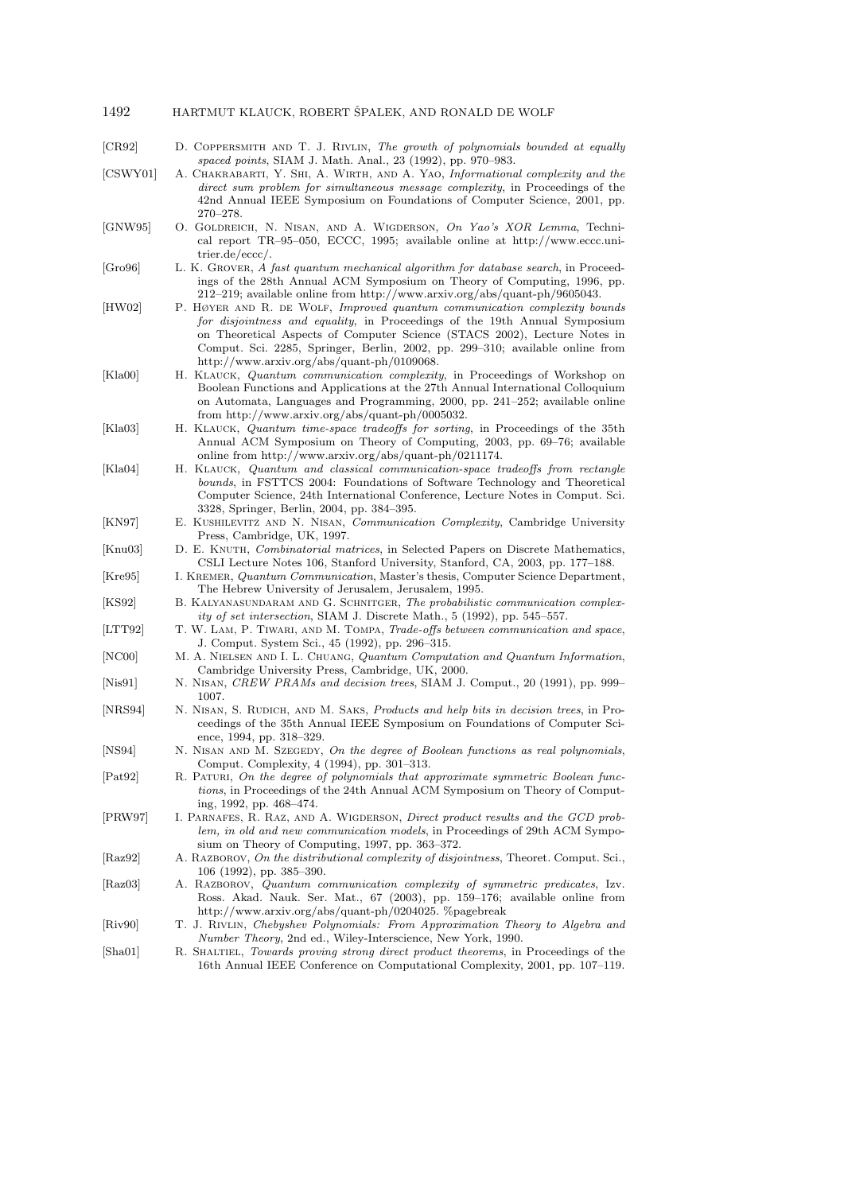[CR92] D. Coppersmith and T. J. Rivlin, *The growth of polynomials bounded at equally spaced points*, SIAM J. Math. Anal., 23 (1992), pp. 970–983.

[CSWY01] A. Chakrabarti, Y. Shi, A. Wirth, and A. Yao, *Informational complexity and the direct sum problem for simultaneous message complexity*, in Proceedings of the 42nd Annual IEEE Symposium on Foundations of Computer Science, 2001, pp. 270–278.

[GNW95] O. Goldreich, N. Nisan, and A. Wigderson, *On Yao's XOR Lemma*, Technical report TR–95–050, ECCC, 1995; available online at http://www.eccc.uni-trier.de/eccc/.

[Gro96] L. K. Grover, *A fast quantum mechanical algorithm for database search*, in Proceedings of the 28th Annual ACM Symposium on Theory of Computing, 1996, pp. 212–219; available online from http://www.arxiv.org/abs/quant-ph/9605043.

[HW02] P. Høyer and R. de Wolf, *Improved quantum communication complexity bounds for disjointness and equality*, in Proceedings of the 19th Annual Symposium on Theoretical Aspects of Computer Science (STACS 2002), Lecture Notes in Comput. Sci. 2285, Springer, Berlin, 2002, pp. 299–310; available online from http://www.arxiv.org/abs/quant-ph/0109068.

[Kla00] H. Klauck, *Quantum communication complexity*, in Proceedings of Workshop on Boolean Functions and Applications at the 27th Annual International Colloquium on Automata, Languages and Programming, 2000, pp. 241–252; available online from http://www.arxiv.org/abs/quant-ph/0005032.

[Kla03] H. Klauck, *Quantum time-space tradeoffs for sorting*, in Proceedings of the 35th Annual ACM Symposium on Theory of Computing, 2003, pp. 69–76; available online from http://www.arxiv.org/abs/quant-ph/0211174.

[Kla04] H. Klauck, *Quantum and classical communication-space tradeoffs from rectangle bounds*, in FSTTCS 2004: Foundations of Software Technology and Theoretical Computer Science, 24th International Conference, Lecture Notes in Comput. Sci. 3328, Springer, Berlin, 2004, pp. 384–395.

[KN97] E. Kushilevitz and N. Nisan, *Communication Complexity*, Cambridge University Press, Cambridge, UK, 1997.

[Knu03] D. E. Knuth, *Combinatorial matrices*, in Selected Papers on Discrete Mathematics, CSLI Lecture Notes 106, Stanford University, Stanford, CA, 2003, pp. 177–188.

[Kre95] I. Kremer, *Quantum Communication*, Master's thesis, Computer Science Department, The Hebrew University of Jerusalem, Jerusalem, 1995.

[KS92] B. Kalyanasundaram and G. Schnitger, *The probabilistic communication complexity of set intersection*, SIAM J. Discrete Math., 5 (1992), pp. 545–557.

[LTT92] T. W. Lam, P. Tiwari, and M. Tompa, *Trade-offs between communication and space*, J. Comput. System Sci., 45 (1992), pp. 296–315.

[NC00] M. A. Nielsen and I. L. Chuang, *Quantum Computation and Quantum Information*, Cambridge University Press, Cambridge, UK, 2000.

[Nis91] N. Nisan, *CREW PRAMs and decision trees*, SIAM J. Comput., 20 (1991), pp. 999–1007.

[NRS94] N. Nisan, S. Rudich, and M. Saks, *Products and help bits in decision trees*, in Proceedings of the 35th Annual IEEE Symposium on Foundations of Computer Science, 1994, pp. 318–329.

[NS94] N. Nisan and M. Szegedy, *On the degree of Boolean functions as real polynomials*, Comput. Complexity, 4 (1994), pp. 301–313.

[Pat92] R. Paturi, *On the degree of polynomials that approximate symmetric Boolean functions*, in Proceedings of the 24th Annual ACM Symposium on Theory of Computing, 1992, pp. 468–474.

[PRW97] I. Parnafes, R. Raz, and A. Wigderson, *Direct product results and the GCD problem, in old and new communication models*, in Proceedings of 29th ACM Symposium on Theory of Computing, 1997, pp. 363–372.

[Raz92] A. Razborov, *On the distributional complexity of disjointness*, Theoret. Comput. Sci., 106 (1992), pp. 385–390.

[Raz03] A. Razborov, *Quantum communication complexity of symmetric predicates*, Izv. Ross. Akad. Nauk. Ser. Mat., 67 (2003), pp. 159–176; available online from http://www.arxiv.org/abs/quant-ph/0204025. %pagebreak

[Riv90] T. J. Rivlin, *Chebyshev Polynomials: From Approximation Theory to Algebra and Number Theory*, 2nd ed., Wiley-Interscience, New York, 1990.

[Sha01] R. Shaltiel, *Towards proving strong direct product theorems*, in Proceedings of the 16th Annual IEEE Conference on Computational Complexity, 2001, pp. 107–119.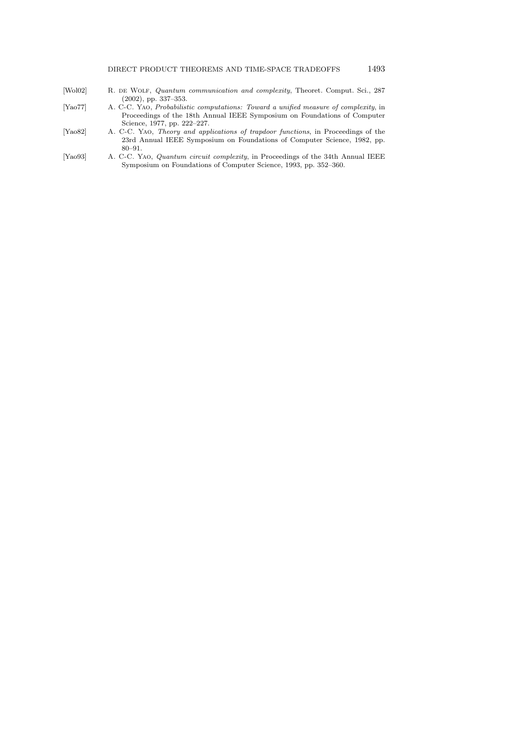[Wol02] R. de Wolf, *Quantum communication and complexity*, Theoret. Comput. Sci., 287 (2002), pp. 337–353.

[Yao77] A. C-C. Yao, *Probabilistic computations: Toward a unified measure of complexity*, in Proceedings of the 18th Annual IEEE Symposium on Foundations of Computer Science, 1977, pp. 222–227.

[Yao82] A. C-C. Yao, *Theory and applications of trapdoor functions*, in Proceedings of the 23rd Annual IEEE Symposium on Foundations of Computer Science, 1982, pp. 80–91.

[Yao93] A. C-C. Yao, *Quantum circuit complexity*, in Proceedings of the 34th Annual IEEE Symposium on Foundations of Computer Science, 1993, pp. 352–360.